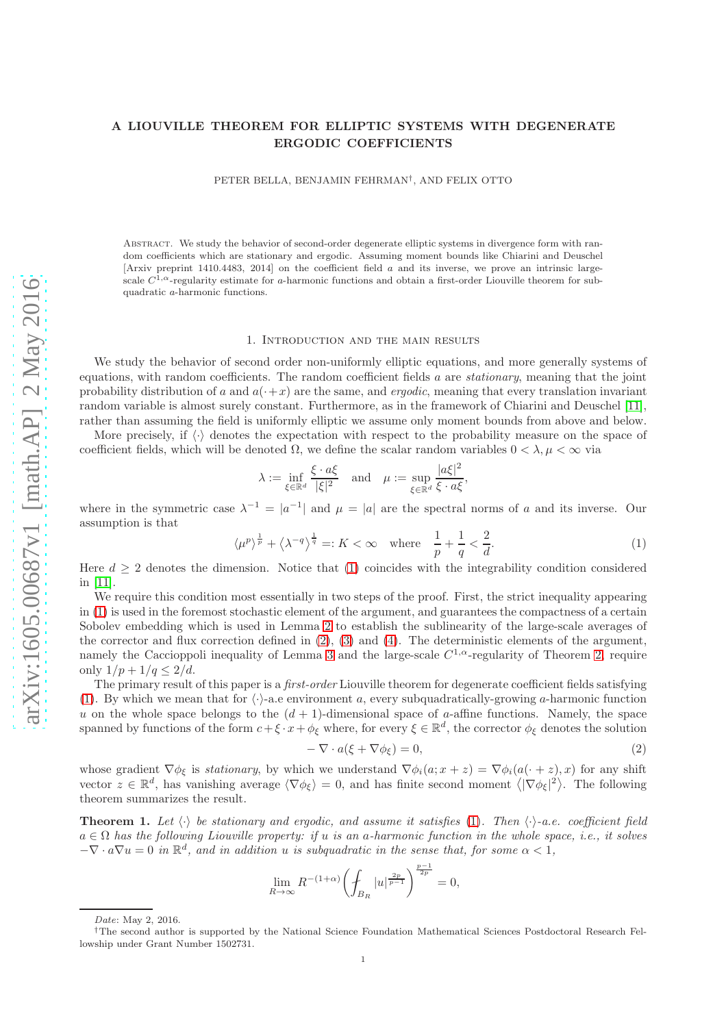# A LIOUVILLE THEOREM FOR ELLIPTIC SYSTEMS WITH DEGENERATE ERGODIC COEFFICIENTS

PETER BELLA, BENJAMIN FEHRMAN†, AND FELIX OTTO

Abstract. We study the behavior of second-order degenerate elliptic systems in divergence form with random coefficients which are stationary and ergodic. Assuming moment bounds like Chiarini and Deuschel [Arxiv preprint 1410.4483, 2014] on the coefficient field $a$ and its inverse, we prove an intrinsic large-scale $C^{1,\alpha}$-regularity estimate for $a$-harmonic functions and obtain a first-order Liouville theorem for subquadratic $a$-harmonic functions.

## 1. Introduction and the main results

We study the behavior of second order non-uniformly elliptic equations, and more generally systems of equations, with random coefficients. The random coefficient fields $a$ are *stationary*, meaning that the joint probability distribution of $a$ and $a(\cdot+x)$ are the same, and *ergodic*, meaning that every translation invariant random variable is almost surely constant. Furthermore, as in the framework of Chiarini and Deuschel [11], rather than assuming the field is uniformly elliptic we assume only moment bounds from above and below.

More precisely, if $\langle\cdot\rangle$ denotes the expectation with respect to the probability measure on the space of coefficient fields, which will be denoted $\Omega$, we define the scalar random variables $0<\lambda,\mu<\infty$ via

$$\lambda := \inf_{\xi\in\mathbb{R}^d}\frac{\xi\cdot a\xi}{|\xi|^2} \quad\text{and}\quad \mu := \sup_{\xi\in\mathbb{R}^d}\frac{|a\xi|^2}{\xi\cdot a\xi},$$

where in the symmetric case $\lambda^{-1}=|a^{-1}|$ and $\mu=|a|$ are the spectral norms of $a$ and its inverse. Our assumption is that

$$\left\langle \mu^p\right\rangle^{\frac{1}{p}} + \left\langle \lambda^{-q}\right\rangle^{\frac{1}{q}} =: K<\infty \quad\text{where}\quad \frac{1}{p}+\frac{1}{q}<\frac{2}{d}. \tag{1}$$

Here $d\geq 2$ denotes the dimension. Notice that (1) coincides with the integrability condition considered in [11].

We require this condition most essentially in two steps of the proof. First, the strict inequality appearing in (1) is used in the foremost stochastic element of the argument, and guarantees the compactness of a certain Sobolev embedding which is used in Lemma 2 to establish the sublinearity of the large-scale averages of the corrector and flux correction defined in (2), (3) and (4). The deterministic elements of the argument, namely the Caccioppoli inequality of Lemma 3 and the large-scale $C^{1,\alpha}$-regularity of Theorem 2, require only $1/p+1/q\leq 2/d$.

The primary result of this paper is a *first-order* Liouville theorem for degenerate coefficient fields satisfying (1). By which we mean that for $\langle\cdot\rangle$-a.e environment $a$, every subquadratically-growing $a$-harmonic function $u$ on the whole space belongs to the $(d+1)$-dimensional space of $a$-affine functions. Namely, the space spanned by functions of the form $c+\xi\cdot x+\phi_\xi$ where, for every $\xi\in\mathbb{R}^d$, the corrector $\phi_\xi$ denotes the solution

$$-\nabla\cdot a(\xi+\nabla\phi_\xi)=0, \tag{2}$$

whose gradient $\nabla\phi_\xi$ is *stationary*, by which we understand $\nabla\phi_i(a;x+z)=\nabla\phi_i(a(\cdot+z),x)$ for any shift vector $z\in\mathbb{R}^d$, has vanishing average $\langle\nabla\phi_\xi\rangle=0$, and has finite second moment $\left\langle|\nabla\phi_\xi|^2\right\rangle$. The following theorem summarizes the result.

**Theorem 1.** *Let $\langle\cdot\rangle$ be stationary and ergodic, and assume it satisfies (1). Then $\langle\cdot\rangle$-a.e. coefficient field $a\in\Omega$ has the following Liouville property: if $u$ is an $a$-harmonic function in the whole space, i.e., it solves $-\nabla\cdot a\nabla u=0$ in $\mathbb{R}^d$, and in addition $u$ is subquadratic in the sense that, for some $\alpha<1$,*

$$\lim_{R\to\infty} R^{-(1+\alpha)}\left(\fint_{B_R}|u|^{\frac{2p}{p-1}}\right)^{\frac{p-1}{2p}}=0,$$

Date: May 2, 2016.

†The second author is supported by the National Science Foundation Mathematical Sciences Postdoctoral Research Fellowship under Grant Number 1502731.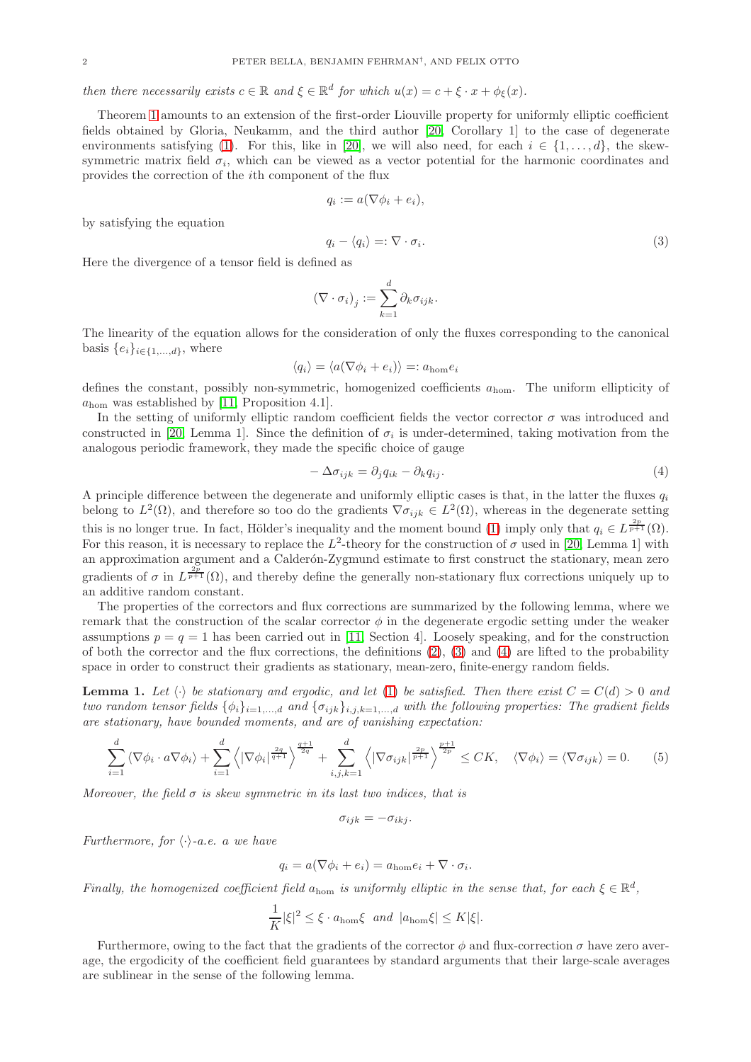*then there necessarily exists $c \in \mathbb{R}$ and $\xi \in \mathbb{R}^d$ for which $u(x) = c + \xi \cdot x + \phi_\xi(x)$.*

Theorem 1 amounts to an extension of the first-order Liouville property for uniformly elliptic coefficient fields obtained by Gloria, Neukamm, and the third author [20, Corollary 1] to the case of degenerate environments satisfying (1). For this, like in [20], we will also need, for each $i \in \{1, \dots, d\}$, the skew-symmetric matrix field $\sigma_i$, which can be viewed as a vector potential for the harmonic coordinates and provides the correction of the $i$th component of the flux

$$q_i := a(\nabla \phi_i + e_i),$$

by satisfying the equation

$$q_i - \langle q_i \rangle =: \nabla \cdot \sigma_i. \tag{3}$$

Here the divergence of a tensor field is defined as

$$(\nabla \cdot \sigma_i)_j := \sum_{k=1}^{d} \partial_k \sigma_{ijk}.$$

The linearity of the equation allows for the consideration of only the fluxes corresponding to the canonical basis $\{e_i\}_{i \in \{1,\dots,d\}}$, where

$$\langle q_i \rangle = \langle a(\nabla \phi_i + e_i) \rangle =: a_{\text{hom}} e_i$$

defines the constant, possibly non-symmetric, homogenized coefficients $a_{\text{hom}}$. The uniform ellipticity of $a_{\text{hom}}$ was established by [11, Proposition 4.1].

In the setting of uniformly elliptic random coefficient fields the vector corrector $\sigma$ was introduced and constructed in [20, Lemma 1]. Since the definition of $\sigma_i$ is under-determined, taking motivation from the analogous periodic framework, they made the specific choice of gauge

$$-\Delta \sigma_{ijk} = \partial_j q_{ik} - \partial_k q_{ij}. \tag{4}$$

A principle difference between the degenerate and uniformly elliptic cases is that, in the latter the fluxes $q_i$ belong to $L^2(\Omega)$, and therefore so too do the gradients $\nabla \sigma_{ijk} \in L^2(\Omega)$, whereas in the degenerate setting this is no longer true. In fact, Hölder's inequality and the moment bound (1) imply only that $q_i \in L^{\frac{2p}{p+1}}(\Omega)$. For this reason, it is necessary to replace the $L^2$-theory for the construction of $\sigma$ used in [20, Lemma 1] with an approximation argument and a Calderón-Zygmund estimate to first construct the stationary, mean zero gradients of $\sigma$ in $L^{\frac{2p}{p+1}}(\Omega)$, and thereby define the generally non-stationary flux corrections uniquely up to an additive random constant.

The properties of the correctors and flux corrections are summarized by the following lemma, where we remark that the construction of the scalar corrector $\phi$ in the degenerate ergodic setting under the weaker assumptions $p = q = 1$ has been carried out in [11, Section 4]. Loosely speaking, and for the construction of both the corrector and the flux corrections, the definitions (2), (3) and (4) are lifted to the probability space in order to construct their gradients as stationary, mean-zero, finite-energy random fields.

**Lemma 1.** *Let $\langle \cdot \rangle$ be stationary and ergodic, and let (1) be satisfied. Then there exist $C = C(d) > 0$ and two random tensor fields $\{\phi_i\}_{i=1,\dots,d}$ and $\{\sigma_{ijk}\}_{i,j,k=1,\dots,d}$ with the following properties: The gradient fields are stationary, have bounded moments, and are of vanishing expectation:*

$$\sum_{i=1}^{d} \langle \nabla \phi_i \cdot a \nabla \phi_i \rangle + \sum_{i=1}^{d} \left\langle |\nabla \phi_i|^{\frac{2q}{q+1}} \right\rangle^{\frac{q+1}{2q}} + \sum_{i,j,k=1}^{d} \left\langle |\nabla \sigma_{ijk}|^{\frac{2p}{p+1}} \right\rangle^{\frac{p+1}{2p}} \leq CK, \quad \langle \nabla \phi_i \rangle = \langle \nabla \sigma_{ijk} \rangle = 0. \tag{5}$$

*Moreover, the field $\sigma$ is skew symmetric in its last two indices, that is*

$$\sigma_{ijk} = -\sigma_{ikj}.$$

*Furthermore, for $\langle \cdot \rangle$-a.e. $a$ we have*

$$q_i = a(\nabla \phi_i + e_i) = a_{\text{hom}} e_i + \nabla \cdot \sigma_i.$$

*Finally, the homogenized coefficient field $a_{\text{hom}}$ is uniformly elliptic in the sense that, for each $\xi \in \mathbb{R}^d$,*

$$\frac{1}{K}|\xi|^2 \leq \xi \cdot a_{\text{hom}} \xi \quad \text{and} \quad |a_{\text{hom}} \xi| \leq K|\xi|.$$

Furthermore, owing to the fact that the gradients of the corrector $\phi$ and flux-correction $\sigma$ have zero average, the ergodicity of the coefficient field guarantees by standard arguments that their large-scale averages are sublinear in the sense of the following lemma.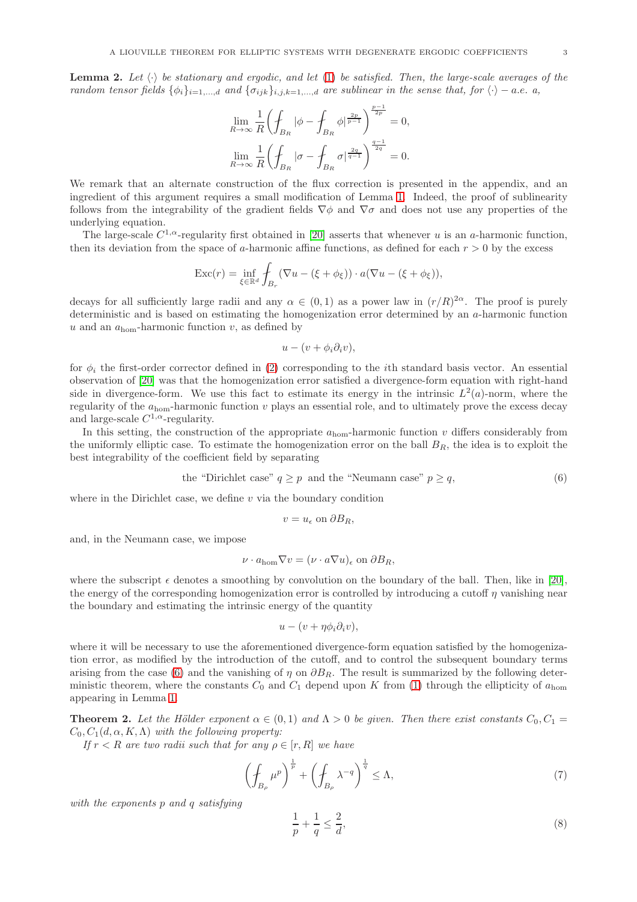**Lemma 2.** *Let $\langle\cdot\rangle$ be stationary and ergodic, and let (1) be satisfied. Then, the large-scale averages of the random tensor fields $\{\phi_i\}_{i=1,\ldots,d}$ and $\{\sigma_{ijk}\}_{i,j,k=1,\ldots,d}$ are sublinear in the sense that, for $\langle\cdot\rangle -$ a.e. $a$,*

$$\lim_{R\to\infty}\frac{1}{R}\left(\fint_{B_R}|\phi-\fint_{B_R}\phi|^{\frac{2p}{p-1}}\right)^{\frac{p-1}{2p}}=0,$$

$$\lim_{R\to\infty}\frac{1}{R}\left(\fint_{B_R}|\sigma-\fint_{B_R}\sigma|^{\frac{2q}{q-1}}\right)^{\frac{q-1}{2q}}=0.$$

We remark that an alternate construction of the flux correction is presented in the appendix, and an ingredient of this argument requires a small modification of Lemma 1. Indeed, the proof of sublinearity follows from the integrability of the gradient fields $\nabla\phi$ and $\nabla\sigma$ and does not use any properties of the underlying equation.

The large-scale $C^{1,\alpha}$-regularity first obtained in [20] asserts that whenever $u$ is an $a$-harmonic function, then its deviation from the space of $a$-harmonic affine functions, as defined for each $r>0$ by the excess

$$\mathrm{Exc}(r)=\inf_{\xi\in\mathbb{R}^d}\fint_{B_r}(\nabla u-(\xi+\phi_\xi))\cdot a(\nabla u-(\xi+\phi_\xi)),$$

decays for all sufficiently large radii and any $\alpha\in(0,1)$ as a power law in $(r/R)^{2\alpha}$. The proof is purely deterministic and is based on estimating the homogenization error determined by an $a$-harmonic function $u$ and an $a_{\mathrm{hom}}$-harmonic function $v$, as defined by

$$u-(v+\phi_i\partial_i v),$$

for $\phi_i$ the first-order corrector defined in (2) corresponding to the $i$th standard basis vector. An essential observation of [20] was that the homogenization error satisfied a divergence-form equation with right-hand side in divergence-form. We use this fact to estimate its energy in the intrinsic $L^2(a)$-norm, where the regularity of the $a_{\mathrm{hom}}$-harmonic function $v$ plays an essential role, and to ultimately prove the excess decay and large-scale $C^{1,\alpha}$-regularity.

In this setting, the construction of the appropriate $a_{\mathrm{hom}}$-harmonic function $v$ differs considerably from the uniformly elliptic case. To estimate the homogenization error on the ball $B_R$, the idea is to exploit the best integrability of the coefficient field by separating

$$\text{the "Dirichlet case" } q\geq p \text{ and the "Neumann case" } p\geq q, \tag{6}$$

where in the Dirichlet case, we define $v$ via the boundary condition

$$v=u_\epsilon \text{ on } \partial B_R,$$

and, in the Neumann case, we impose

$$\nu\cdot a_{\mathrm{hom}}\nabla v=(\nu\cdot a\nabla u)_\epsilon \text{ on } \partial B_R,$$

where the subscript $\epsilon$ denotes a smoothing by convolution on the boundary of the ball. Then, like in [20], the energy of the corresponding homogenization error is controlled by introducing a cutoff $\eta$ vanishing near the boundary and estimating the intrinsic energy of the quantity

$$u-(v+\eta\phi_i\partial_i v),$$

where it will be necessary to use the aforementioned divergence-form equation satisfied by the homogenization error, as modified by the introduction of the cutoff, and to control the subsequent boundary terms arising from the case (6) and the vanishing of $\eta$ on $\partial B_R$. The result is summarized by the following deterministic theorem, where the constants $C_0$ and $C_1$ depend upon $K$ from (1) through the ellipticity of $a_{\mathrm{hom}}$ appearing in Lemma 1.

**Theorem 2.** *Let the Hölder exponent $\alpha\in(0,1)$ and $\Lambda>0$ be given. Then there exist constants $C_0, C_1 = C_0, C_1(d,\alpha,K,\Lambda)$ with the following property:*

*If $r<R$ are two radii such that for any $\rho\in[r,R]$ we have*

$$\left(\fint_{B_\rho}\mu^p\right)^{\frac{1}{p}}+\left(\fint_{B_\rho}\lambda^{-q}\right)^{\frac{1}{q}}\leq\Lambda, \tag{7}$$

*with the exponents $p$ and $q$ satisfying*

$$\frac{1}{p}+\frac{1}{q}\leq\frac{2}{d}, \tag{8}$$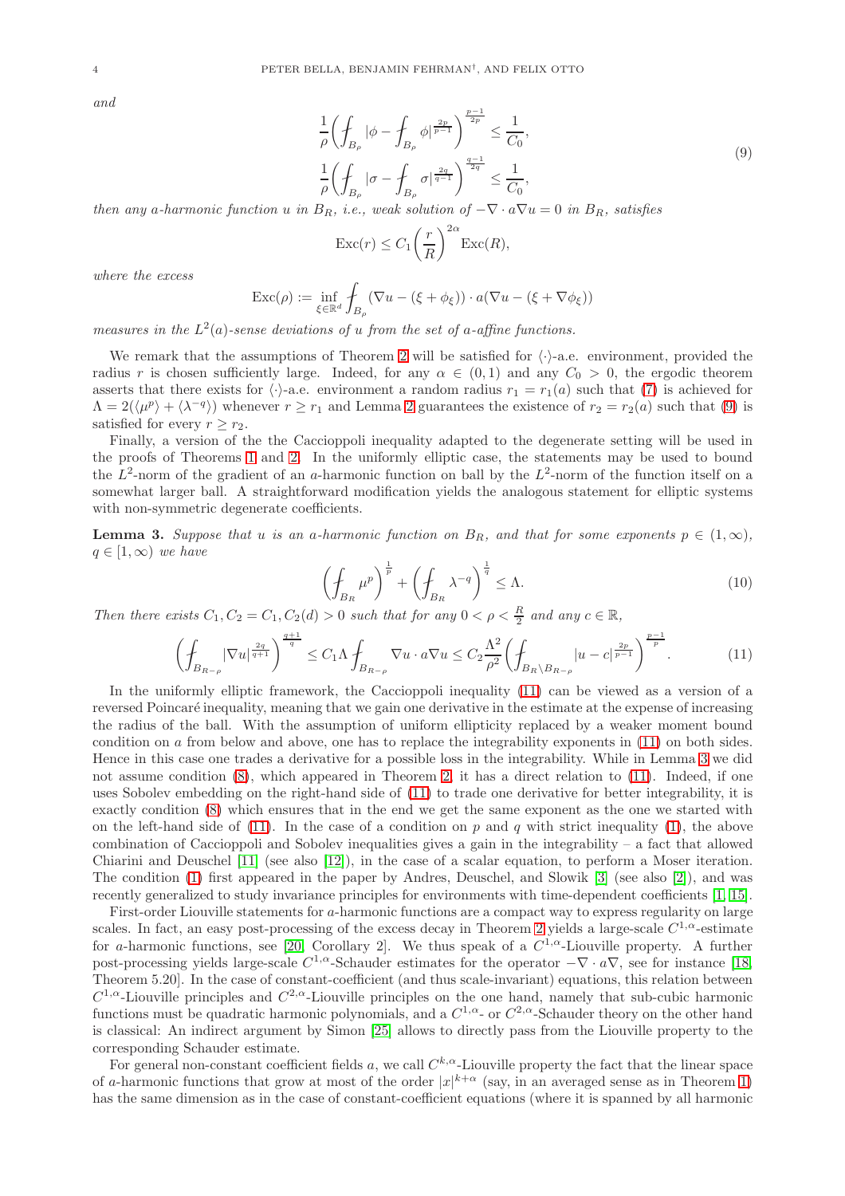*and*

$$
\begin{aligned}
\frac{1}{\rho}\bigg(\fint_{B_\rho} |\phi - \fint_{B_\rho} \phi|^{\frac{2p}{p-1}}\bigg)^{\frac{p-1}{2p}} &\le \frac{1}{C_0},\\
\frac{1}{\rho}\bigg(\fint_{B_\rho} |\sigma - \fint_{B_\rho} \sigma|^{\frac{2q}{q-1}}\bigg)^{\frac{q-1}{2q}} &\le \frac{1}{C_0},
\end{aligned}
\tag{9}
$$

*then any $a$-harmonic function $u$ in $B_R$, i.e., weak solution of $-\nabla\cdot a\nabla u = 0$ in $B_R$, satisfies*

$$
\mathrm{Exc}(r) \le C_1\Big(\frac{r}{R}\Big)^{2\alpha}\mathrm{Exc}(R),
$$

*where the excess*

$$
\mathrm{Exc}(\rho) := \inf_{\xi\in\mathbb{R}^d}\fint_{B_\rho}(\nabla u - (\xi + \phi_\xi))\cdot a(\nabla u - (\xi + \nabla\phi_\xi))
$$

*measures in the $L^2(a)$-sense deviations of $u$ from the set of $a$-affine functions.*

We remark that the assumptions of Theorem 2 will be satisfied for $\langle\cdot\rangle$-a.e. environment, provided the radius $r$ is chosen sufficiently large. Indeed, for any $\alpha \in (0,1)$ and any $C_0 > 0$, the ergodic theorem asserts that there exists for $\langle\cdot\rangle$-a.e. environment a random radius $r_1 = r_1(a)$ such that (7) is achieved for $\Lambda = 2(\langle\mu^p\rangle + \langle\lambda^{-q}\rangle)$ whenever $r \ge r_1$ and Lemma 2 guarantees the existence of $r_2 = r_2(a)$ such that (9) is satisfied for every $r \ge r_2$.

Finally, a version of the the Caccioppoli inequality adapted to the degenerate setting will be used in the proofs of Theorems 1 and 2. In the uniformly elliptic case, the statements may be used to bound the $L^2$-norm of the gradient of an $a$-harmonic function on ball by the $L^2$-norm of the function itself on a somewhat larger ball. A straightforward modification yields the analogous statement for elliptic systems with non-symmetric degenerate coefficients.

**Lemma 3.** *Suppose that $u$ is an $a$-harmonic function on $B_R$, and that for some exponents $p \in (1,\infty)$, $q \in [1,\infty)$ we have*

$$
\bigg(\fint_{B_R}\mu^p\bigg)^{\frac{1}{p}} + \bigg(\fint_{B_R}\lambda^{-q}\bigg)^{\frac{1}{q}} \le \Lambda. \tag{10}
$$

*Then there exists $C_1, C_2 = C_1, C_2(d) > 0$ such that for any $0 < \rho < \frac{R}{2}$ and any $c \in \mathbb{R}$,*

$$
\bigg(\fint_{B_{R-\rho}}|\nabla u|^{\frac{2q}{q+1}}\bigg)^{\frac{q+1}{q}} \le C_1\Lambda\fint_{B_{R-\rho}}\nabla u\cdot a\nabla u \le C_2\frac{\Lambda^2}{\rho^2}\bigg(\fint_{B_R\setminus B_{R-\rho}}|u-c|^{\frac{2p}{p-1}}\bigg)^{\frac{p-1}{p}}. \tag{11}
$$

In the uniformly elliptic framework, the Caccioppoli inequality (11) can be viewed as a version of a reversed Poincaré inequality, meaning that we gain one derivative in the estimate at the expense of increasing the radius of the ball. With the assumption of uniform ellipticity replaced by a weaker moment bound condition on $a$ from below and above, one has to replace the integrability exponents in (11) on both sides. Hence in this case one trades a derivative for a possible loss in the integrability. While in Lemma 3 we did not assume condition (8), which appeared in Theorem 2, it has a direct relation to (11). Indeed, if one uses Sobolev embedding on the right-hand side of (11) to trade one derivative for better integrability, it is exactly condition (8) which ensures that in the end we get the same exponent as the one we started with on the left-hand side of (11). In the case of a condition on $p$ and $q$ with strict inequality (1), the above combination of Caccioppoli and Sobolev inequalities gives a gain in the integrability – a fact that allowed Chiarini and Deuschel [11] (see also [12]), in the case of a scalar equation, to perform a Moser iteration. The condition (1) first appeared in the paper by Andres, Deuschel, and Slowik [3] (see also [2]), and was recently generalized to study invariance principles for environments with time-dependent coefficients [1, 15].

First-order Liouville statements for $a$-harmonic functions are a compact way to express regularity on large scales. In fact, an easy post-processing of the excess decay in Theorem 2 yields a large-scale $C^{1,\alpha}$-estimate for $a$-harmonic functions, see [20, Corollary 2]. We thus speak of a $C^{1,\alpha}$-Liouville property. A further post-processing yields large-scale $C^{1,\alpha}$-Schauder estimates for the operator $-\nabla\cdot a\nabla$, see for instance [18, Theorem 5.20]. In the case of constant-coefficient (and thus scale-invariant) equations, this relation between $C^{1,\alpha}$-Liouville principles and $C^{2,\alpha}$-Liouville principles on the one hand, namely that sub-cubic harmonic functions must be quadratic harmonic polynomials, and a $C^{1,\alpha}$- or $C^{2,\alpha}$-Schauder theory on the other hand is classical: An indirect argument by Simon [25] allows to directly pass from the Liouville property to the corresponding Schauder estimate.

For general non-constant coefficient fields $a$, we call $C^{k,\alpha}$-Liouville property the fact that the linear space of $a$-harmonic functions that grow at most of the order $|x|^{k+\alpha}$ (say, in an averaged sense as in Theorem 1) has the same dimension as in the case of constant-coefficient equations (where it is spanned by all harmonic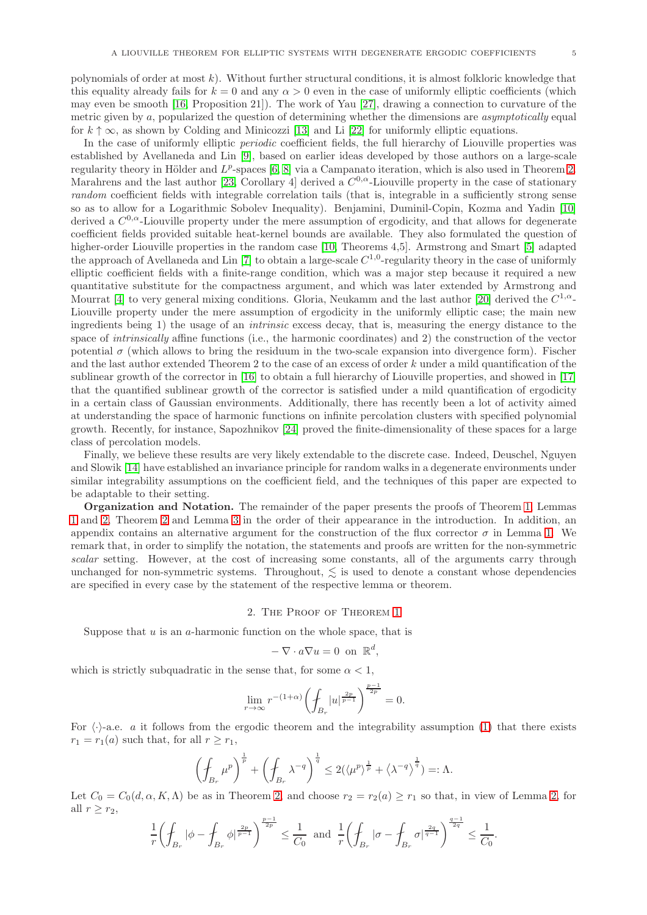polynomials of order at most $k$). Without further structural conditions, it is almost folkloric knowledge that this equality already fails for $k = 0$ and any $\alpha > 0$ even in the case of uniformly elliptic coefficients (which may even be smooth [16, Proposition 21]). The work of Yau [27], drawing a connection to curvature of the metric given by $a$, popularized the question of determining whether the dimensions are *asymptotically* equal for $k \uparrow \infty$, as shown by Colding and Minicozzi [13] and Li [22] for uniformly elliptic equations.

In the case of uniformly elliptic *periodic* coefficient fields, the full hierarchy of Liouville properties was established by Avellaneda and Lin [9], based on earlier ideas developed by those authors on a large-scale regularity theory in Hölder and $L^p$-spaces [6, 8] via a Campanato iteration, which is also used in Theorem 2. Marahrens and the last author [23, Corollary 4] derived a $C^{0,\alpha}$-Liouville property in the case of stationary *random* coefficient fields with integrable correlation tails (that is, integrable in a sufficiently strong sense so as to allow for a Logarithmic Sobolev Inequality). Benjamini, Duminil-Copin, Kozma and Yadin [10] derived a $C^{0,\alpha}$-Liouville property under the mere assumption of ergodicity, and that allows for degenerate coefficient fields provided suitable heat-kernel bounds are available. They also formulated the question of higher-order Liouville properties in the random case [10, Theorems 4,5]. Armstrong and Smart [5] adapted the approach of Avellaneda and Lin [7] to obtain a large-scale $C^{1,0}$-regularity theory in the case of uniformly elliptic coefficient fields with a finite-range condition, which was a major step because it required a new quantitative substitute for the compactness argument, and which was later extended by Armstrong and Mourrat [4] to very general mixing conditions. Gloria, Neukamm and the last author [20] derived the $C^{1,\alpha}$-Liouville property under the mere assumption of ergodicity in the uniformly elliptic case; the main new ingredients being 1) the usage of an *intrinsic* excess decay, that is, measuring the energy distance to the space of *intrinsically* affine functions (i.e., the harmonic coordinates) and 2) the construction of the vector potential $\sigma$ (which allows to bring the residuum in the two-scale expansion into divergence form). Fischer and the last author extended Theorem 2 to the case of an excess of order $k$ under a mild quantification of the sublinear growth of the corrector in [16] to obtain a full hierarchy of Liouville properties, and showed in [17] that the quantified sublinear growth of the corrector is satisfied under a mild quantification of ergodicity in a certain class of Gaussian environments. Additionally, there has recently been a lot of activity aimed at understanding the space of harmonic functions on infinite percolation clusters with specified polynomial growth. Recently, for instance, Sapozhnikov [24] proved the finite-dimensionality of these spaces for a large class of percolation models.

Finally, we believe these results are very likely extendable to the discrete case. Indeed, Deuschel, Nguyen and Slowik [14] have established an invariance principle for random walks in a degenerate environments under similar integrability assumptions on the coefficient field, and the techniques of this paper are expected to be adaptable to their setting.

**Organization and Notation.** The remainder of the paper presents the proofs of Theorem 1, Lemmas 1 and 2, Theorem 2 and Lemma 3 in the order of their appearance in the introduction. In addition, an appendix contains an alternative argument for the construction of the flux corrector $\sigma$ in Lemma 1. We remark that, in order to simplify the notation, the statements and proofs are written for the non-symmetric *scalar* setting. However, at the cost of increasing some constants, all of the arguments carry through unchanged for non-symmetric systems. Throughout, $\lesssim$ is used to denote a constant whose dependencies are specified in every case by the statement of the respective lemma or theorem.

## 2. The Proof of Theorem 1

Suppose that $u$ is an $a$-harmonic function on the whole space, that is

$$-\nabla\cdot a\nabla u = 0 \text{ on } \mathbb{R}^d,$$

which is strictly subquadratic in the sense that, for some $\alpha < 1$,

$$\lim_{r\to\infty} r^{-(1+\alpha)}\left(\fint_{B_r}|u|^{\frac{2p}{p-1}}\right)^{\frac{p-1}{2p}} = 0.$$

For $\langle\cdot\rangle$-a.e. $a$ it follows from the ergodic theorem and the integrability assumption (1) that there exists $r_1 = r_1(a)$ such that, for all $r \geq r_1$,

$$\left(\fint_{B_r}\mu^p\right)^{\frac{1}{p}} + \left(\fint_{B_r}\lambda^{-q}\right)^{\frac{1}{q}} \leq 2(\langle\mu^p\rangle^{\frac{1}{p}} + \langle\lambda^{-q}\rangle^{\frac{1}{q}}) =: \Lambda.$$

Let $C_0 = C_0(d,\alpha,K,\Lambda)$ be as in Theorem 2, and choose $r_2 = r_2(a) \geq r_1$ so that, in view of Lemma 2, for all $r \geq r_2$,

$$\frac{1}{r}\left(\fint_{B_r}|\phi - \fint_{B_r}\phi|^{\frac{2p}{p-1}}\right)^{\frac{p-1}{2p}} \leq \frac{1}{C_0} \text{ and } \frac{1}{r}\left(\fint_{B_r}|\sigma - \fint_{B_r}\sigma|^{\frac{2q}{q-1}}\right)^{\frac{q-1}{2q}} \leq \frac{1}{C_0}.$$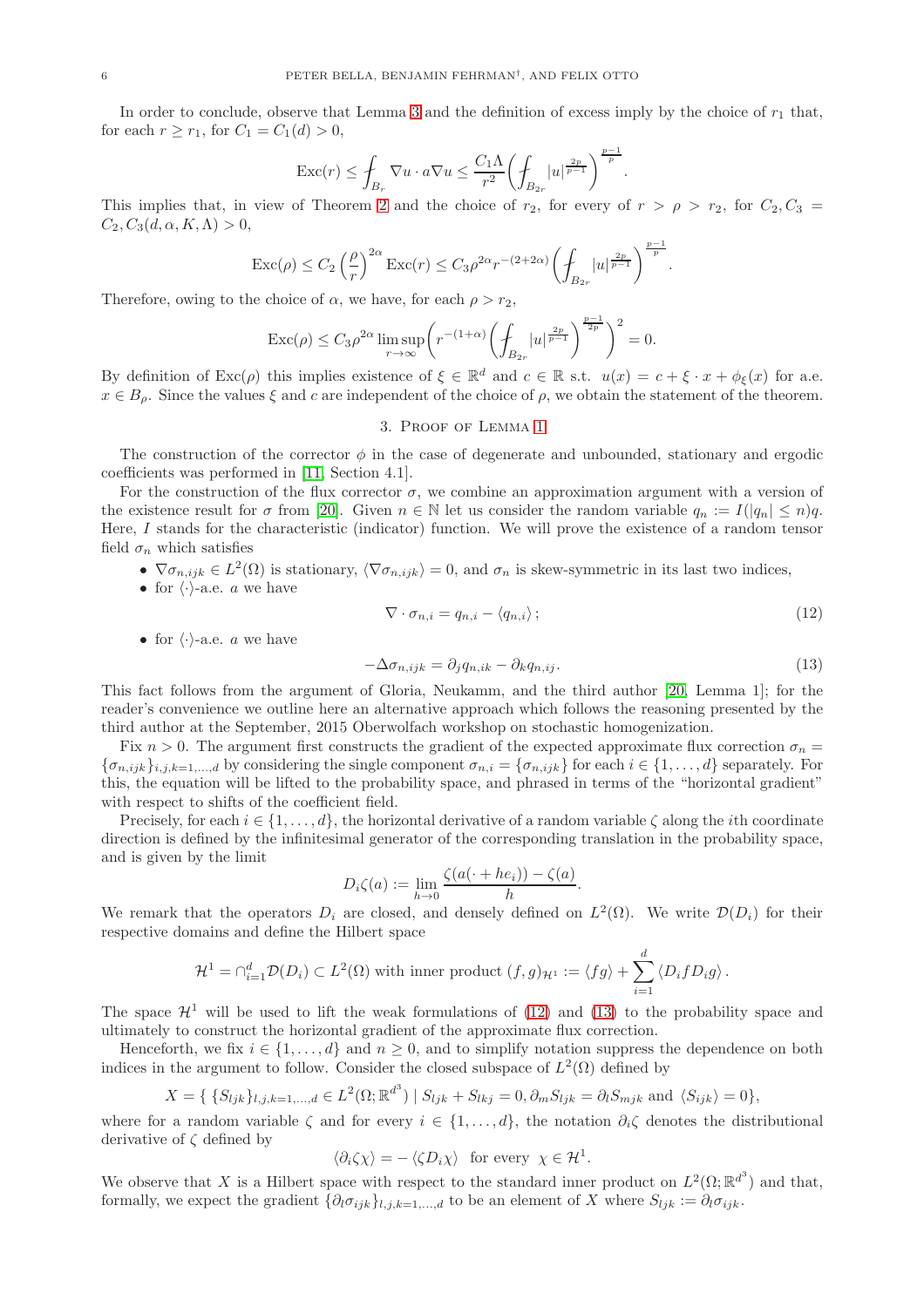In order to conclude, observe that Lemma 3 and the definition of excess imply by the choice of $r_1$ that, for each $r \geq r_1$, for $C_1 = C_1(d) > 0$,

$$\operatorname{Exc}(r) \leq \fint_{B_r} \nabla u \cdot a \nabla u \leq \frac{C_1 \Lambda}{r^2} \left( \fint_{B_{2r}} |u|^{\frac{2p}{p-1}} \right)^{\frac{p-1}{p}}.$$

This implies that, in view of Theorem 2 and the choice of $r_2$, for every of $r > \rho > r_2$, for $C_2, C_3 = C_2, C_3(d, \alpha, K, \Lambda) > 0$,

$$\operatorname{Exc}(\rho) \leq C_2 \left( \frac{\rho}{r} \right)^{2\alpha} \operatorname{Exc}(r) \leq C_3 \rho^{2\alpha} r^{-(2+2\alpha)} \left( \fint_{B_{2r}} |u|^{\frac{2p}{p-1}} \right)^{\frac{p-1}{p}}.$$

Therefore, owing to the choice of $\alpha$, we have, for each $\rho > r_2$,

$$\operatorname{Exc}(\rho) \leq C_3 \rho^{2\alpha} \limsup_{r \to \infty} \left( r^{-(1+\alpha)} \left( \fint_{B_{2r}} |u|^{\frac{2p}{p-1}} \right)^{\frac{p-1}{2p}} \right)^2 = 0.$$

By definition of $\operatorname{Exc}(\rho)$ this implies existence of $\xi \in \mathbb{R}^d$ and $c \in \mathbb{R}$ s.t. $u(x) = c + \xi \cdot x + \phi_\xi(x)$ for a.e. $x \in B_\rho$. Since the values $\xi$ and $c$ are independent of the choice of $\rho$, we obtain the statement of the theorem.

## 3. Proof of Lemma 1

The construction of the corrector $\phi$ in the case of degenerate and unbounded, stationary and ergodic coefficients was performed in [11, Section 4.1].

For the construction of the flux corrector $\sigma$, we combine an approximation argument with a version of the existence result for $\sigma$ from [20]. Given $n \in \mathbb{N}$ let us consider the random variable $q_n := I(|q_n| \leq n)q$. Here, $I$ stands for the characteristic (indicator) function. We will prove the existence of a random tensor field $\sigma_n$ which satisfies

- $\nabla \sigma_{n,ijk} \in L^2(\Omega)$ is stationary, $\langle \nabla \sigma_{n,ijk} \rangle = 0$, and $\sigma_n$ is skew-symmetric in its last two indices,
- for $\langle \cdot \rangle$-a.e. $a$ we have

$$\nabla \cdot \sigma_{n,i} = q_{n,i} - \langle q_{n,i} \rangle; \tag{12}$$

- for $\langle \cdot \rangle$-a.e. $a$ we have

$$-\Delta \sigma_{n,ijk} = \partial_j q_{n,ik} - \partial_k q_{n,ij}. \tag{13}$$

This fact follows from the argument of Gloria, Neukamm, and the third author [20, Lemma 1]; for the reader's convenience we outline here an alternative approach which follows the reasoning presented by the third author at the September, 2015 Oberwolfach workshop on stochastic homogenization.

Fix $n > 0$. The argument first constructs the gradient of the expected approximate flux correction $\sigma_n = \{\sigma_{n,ijk}\}_{i,j,k=1,\ldots,d}$ by considering the single component $\sigma_{n,i} = \{\sigma_{n,ijk}\}$ for each $i \in \{1, \ldots, d\}$ separately. For this, the equation will be lifted to the probability space, and phrased in terms of the "horizontal gradient" with respect to shifts of the coefficient field.

Precisely, for each $i \in \{1, \ldots, d\}$, the horizontal derivative of a random variable $\zeta$ along the $i$th coordinate direction is defined by the infinitesimal generator of the corresponding translation in the probability space, and is given by the limit

$$D_i \zeta(a) := \lim_{h \to 0} \frac{\zeta(a(\cdot + he_i)) - \zeta(a)}{h}.$$

We remark that the operators $D_i$ are closed, and densely defined on $L^2(\Omega)$. We write $\mathcal{D}(D_i)$ for their respective domains and define the Hilbert space

$$\mathcal{H}^1 = \cap_{i=1}^d \mathcal{D}(D_i) \subset L^2(\Omega) \text{ with inner product } (f, g)_{\mathcal{H}^1} := \langle fg \rangle + \sum_{i=1}^d \langle D_i f D_i g \rangle.$$

The space $\mathcal{H}^1$ will be used to lift the weak formulations of (12) and (13) to the probability space and ultimately to construct the horizontal gradient of the approximate flux correction.

Henceforth, we fix $i \in \{1, \ldots, d\}$ and $n \geq 0$, and to simplify notation suppress the dependence on both indices in the argument to follow. Consider the closed subspace of $L^2(\Omega)$ defined by

$$X = \{ \{S_{ljk}\}_{l,j,k=1,\ldots,d} \in L^2(\Omega; \mathbb{R}^{d^3}) \mid S_{ljk} + S_{lkj} = 0, \partial_m S_{ljk} = \partial_l S_{mjk} \text{ and } \langle S_{ijk} \rangle = 0 \},$$

where for a random variable $\zeta$ and for every $i \in \{1, \ldots, d\}$, the notation $\partial_i \zeta$ denotes the distributional derivative of $\zeta$ defined by

$$\langle \partial_i \zeta \chi \rangle = -\langle \zeta D_i \chi \rangle \quad \text{for every } \chi \in \mathcal{H}^1.$$

We observe that $X$ is a Hilbert space with respect to the standard inner product on $L^2(\Omega; \mathbb{R}^{d^3})$ and that, formally, we expect the gradient $\{\partial_l \sigma_{ijk}\}_{l,j,k=1,\ldots,d}$ to be an element of $X$ where $S_{ljk} := \partial_l \sigma_{ijk}$.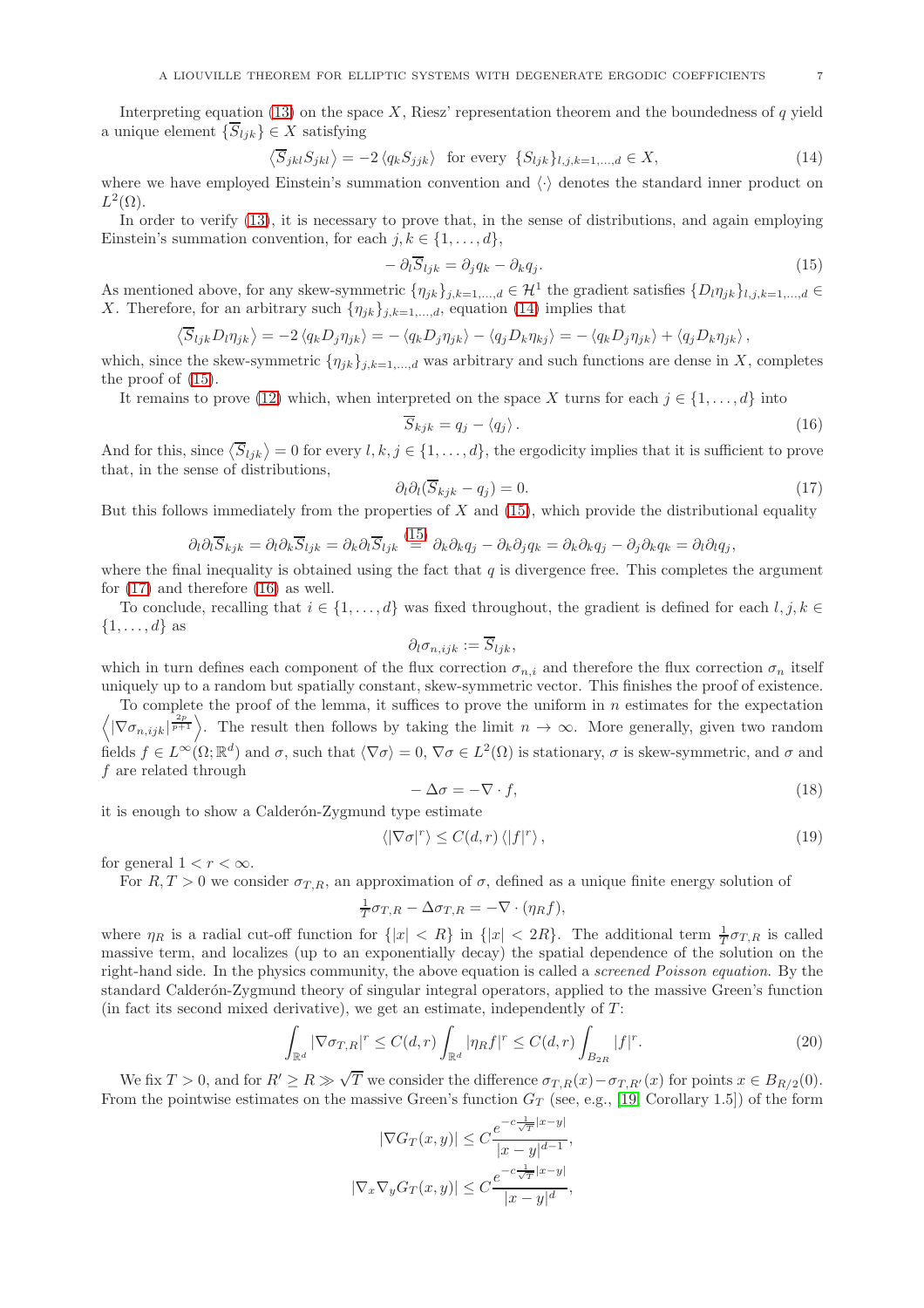Interpreting equation (13) on the space $X$, Riesz' representation theorem and the boundedness of $q$ yield a unique element $\{\overline{S}_{ljk}\} \in X$ satisfying

$$\left\langle \overline{S}_{jkl} S_{jkl} \right\rangle = -2 \left\langle q_k S_{jjk} \right\rangle \quad \text{for every } \{S_{ljk}\}_{l,j,k=1,\dots,d} \in X, \tag{14}$$

where we have employed Einstein's summation convention and $\langle\cdot\rangle$ denotes the standard inner product on $L^2(\Omega)$.

In order to verify (13), it is necessary to prove that, in the sense of distributions, and again employing Einstein's summation convention, for each $j,k \in \{1,\dots,d\}$,

$$-\partial_l \overline{S}_{ljk} = \partial_j q_k - \partial_k q_j. \tag{15}$$

As mentioned above, for any skew-symmetric $\{\eta_{jk}\}_{j,k=1,\dots,d} \in \mathcal{H}^1$ the gradient satisfies $\{D_l \eta_{jk}\}_{l,j,k=1,\dots,d} \in X$. Therefore, for an arbitrary such $\{\eta_{jk}\}_{j,k=1,\dots,d}$, equation (14) implies that

$$\left\langle \overline{S}_{ljk} D_l \eta_{jk} \right\rangle = -2 \left\langle q_k D_j \eta_{jk} \right\rangle = -\left\langle q_k D_j \eta_{jk} \right\rangle - \left\langle q_j D_k \eta_{kj} \right\rangle = -\left\langle q_k D_j \eta_{jk} \right\rangle + \left\langle q_j D_k \eta_{jk} \right\rangle,$$

which, since the skew-symmetric $\{\eta_{jk}\}_{j,k=1,\dots,d}$ was arbitrary and such functions are dense in $X$, completes the proof of (15).

It remains to prove (12) which, when interpreted on the space $X$ turns for each $j \in \{1,\dots,d\}$ into

$$\overline{S}_{kjk} = q_j - \langle q_j \rangle. \tag{16}$$

And for this, since $\langle \overline{S}_{ljk} \rangle = 0$ for every $l,k,j \in \{1,\dots,d\}$, the ergodicity implies that it is sufficient to prove that, in the sense of distributions,

$$\partial_l \partial_l (\overline{S}_{kjk} - q_j) = 0. \tag{17}$$

But this follows immediately from the properties of $X$ and (15), which provide the distributional equality

$$\partial_l \partial_l \overline{S}_{kjk} = \partial_l \partial_k \overline{S}_{ljk} = \partial_k \partial_l \overline{S}_{ljk} \overset{(15)}{=} \partial_k \partial_k q_j - \partial_k \partial_j q_k = \partial_k \partial_k q_j - \partial_j \partial_k q_k = \partial_l \partial_l q_j,$$

where the final inequality is obtained using the fact that $q$ is divergence free. This completes the argument for (17) and therefore (16) as well.

To conclude, recalling that $i \in \{1,\dots,d\}$ was fixed throughout, the gradient is defined for each $l,j,k \in \{1,\dots,d\}$ as

$$\partial_l \sigma_{n,ijk} := \overline{S}_{ljk},$$

which in turn defines each component of the flux correction $\sigma_{n,i}$ and therefore the flux correction $\sigma_n$ itself uniquely up to a random but spatially constant, skew-symmetric vector. This finishes the proof of existence.

To complete the proof of the lemma, it suffices to prove the uniform in $n$ estimates for the expectation $\left\langle |\nabla \sigma_{n,ijk}|^{\frac{2p}{p+1}} \right\rangle$. The result then follows by taking the limit $n \to \infty$. More generally, given two random fields $f \in L^\infty(\Omega;\mathbb{R}^d)$ and $\sigma$, such that $\langle \nabla \sigma \rangle = 0$, $\nabla \sigma \in L^2(\Omega)$ is stationary, $\sigma$ is skew-symmetric, and $\sigma$ and $f$ are related through

$$-\Delta \sigma = -\nabla \cdot f, \tag{18}$$

it is enough to show a Calderón-Zygmund type estimate

$$\langle |\nabla \sigma|^r \rangle \le C(d,r) \langle |f|^r \rangle, \tag{19}$$

for general $1 < r < \infty$.

For $R, T > 0$ we consider $\sigma_{T,R}$, an approximation of $\sigma$, defined as a unique finite energy solution of

$$\tfrac{1}{T}\sigma_{T,R} - \Delta \sigma_{T,R} = -\nabla \cdot (\eta_R f),$$

where $\eta_R$ is a radial cut-off function for $\{|x| < R\}$ in $\{|x| < 2R\}$. The additional term $\frac{1}{T}\sigma_{T,R}$ is called massive term, and localizes (up to an exponentially decay) the spatial dependence of the solution on the right-hand side. In the physics community, the above equation is called a *screened Poisson equation*. By the standard Calderón-Zygmund theory of singular integral operators, applied to the massive Green's function (in fact its second mixed derivative), we get an estimate, independently of $T$:

$$\int_{\mathbb{R}^d} |\nabla \sigma_{T,R}|^r \le C(d,r) \int_{\mathbb{R}^d} |\eta_R f|^r \le C(d,r) \int_{B_{2R}} |f|^r. \tag{20}$$

We fix $T > 0$, and for $R' \ge R \gg \sqrt{T}$ we consider the difference $\sigma_{T,R}(x) - \sigma_{T,R'}(x)$ for points $x \in B_{R/2}(0)$. From the pointwise estimates on the massive Green's function $G_T$ (see, e.g., [19, Corollary 1.5]) of the form

$$|\nabla G_T(x,y)| \le C \frac{e^{-c\frac{1}{\sqrt{T}}|x-y|}}{|x-y|^{d-1}},$$

$$|\nabla_x \nabla_y G_T(x,y)| \le C \frac{e^{-c\frac{1}{\sqrt{T}}|x-y|}}{|x-y|^{d}},$$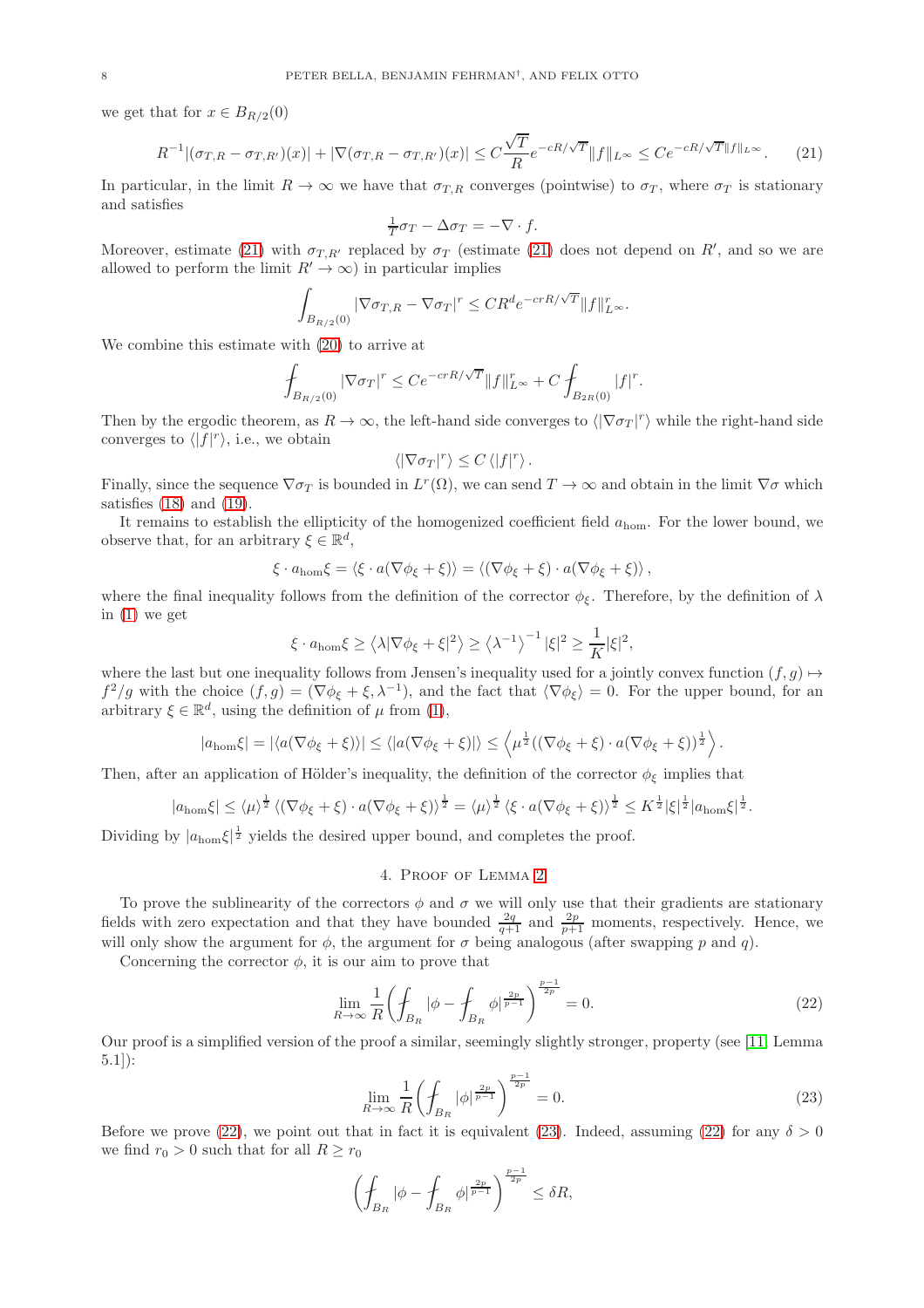we get that for $x \in B_{R/2}(0)$

$$R^{-1}|(\sigma_{T,R} - \sigma_{T,R'})(x)| + |\nabla(\sigma_{T,R} - \sigma_{T,R'})(x)| \le C\frac{\sqrt{T}}{R}e^{-cR/\sqrt{T}}\|f\|_{L^\infty} \le Ce^{-cR/\sqrt{T}}\|f\|_{L^\infty}. \tag{21}$$

In particular, in the limit $R \to \infty$ we have that $\sigma_{T,R}$ converges (pointwise) to $\sigma_T$, where $\sigma_T$ is stationary and satisfies

$$\tfrac{1}{T}\sigma_T - \Delta\sigma_T = -\nabla\cdot f.$$

Moreover, estimate (21) with $\sigma_{T,R'}$ replaced by $\sigma_T$ (estimate (21) does not depend on $R'$, and so we are allowed to perform the limit $R' \to \infty$) in particular implies

$$\int_{B_{R/2}(0)} |\nabla\sigma_{T,R} - \nabla\sigma_T|^r \le CR^d e^{-crR/\sqrt{T}}\|f\|_{L^\infty}^r.$$

We combine this estimate with (20) to arrive at

$$\fint_{B_{R/2}(0)} |\nabla\sigma_T|^r \le Ce^{-crR/\sqrt{T}}\|f\|_{L^\infty}^r + C\fint_{B_{2R}(0)} |f|^r.$$

Then by the ergodic theorem, as $R \to \infty$, the left-hand side converges to $\langle|\nabla\sigma_T|^r\rangle$ while the right-hand side converges to $\langle|f|^r\rangle$, i.e., we obtain

$$\langle|\nabla\sigma_T|^r\rangle \le C\,\langle|f|^r\rangle.$$

Finally, since the sequence $\nabla\sigma_T$ is bounded in $L^r(\Omega)$, we can send $T \to \infty$ and obtain in the limit $\nabla\sigma$ which satisfies (18) and (19).

It remains to establish the ellipticity of the homogenized coefficient field $a_{\mathrm{hom}}$. For the lower bound, we observe that, for an arbitrary $\xi \in \mathbb{R}^d$,

$$\xi\cdot a_{\mathrm{hom}}\xi = \langle\xi\cdot a(\nabla\phi_\xi + \xi)\rangle = \langle(\nabla\phi_\xi + \xi)\cdot a(\nabla\phi_\xi + \xi)\rangle,$$

where the final inequality follows from the definition of the corrector $\phi_\xi$. Therefore, by the definition of $\lambda$ in (1) we get

$$\xi\cdot a_{\mathrm{hom}}\xi \ge \left\langle\lambda|\nabla\phi_\xi + \xi|^2\right\rangle \ge \left\langle\lambda^{-1}\right\rangle^{-1}|\xi|^2 \ge \frac{1}{K}|\xi|^2,$$

where the last but one inequality follows from Jensen's inequality used for a jointly convex function $(f,g) \mapsto f^2/g$ with the choice $(f,g) = (\nabla\phi_\xi + \xi, \lambda^{-1})$, and the fact that $\langle\nabla\phi_\xi\rangle = 0$. For the upper bound, for an arbitrary $\xi \in \mathbb{R}^d$, using the definition of $\mu$ from (1),

$$|a_{\mathrm{hom}}\xi| = |\langle a(\nabla\phi_\xi + \xi)\rangle| \le \langle|a(\nabla\phi_\xi + \xi)|\rangle \le \left\langle\mu^{\frac12}((\nabla\phi_\xi + \xi)\cdot a(\nabla\phi_\xi + \xi))^{\frac12}\right\rangle.$$

Then, after an application of Hölder's inequality, the definition of the corrector $\phi_\xi$ implies that

$$|a_{\mathrm{hom}}\xi| \le \langle\mu\rangle^{\frac12}\langle(\nabla\phi_\xi + \xi)\cdot a(\nabla\phi_\xi + \xi)\rangle^{\frac12} = \langle\mu\rangle^{\frac12}\langle\xi\cdot a(\nabla\phi_\xi + \xi)\rangle^{\frac12} \le K^{\frac12}|\xi|^{\frac12}|a_{\mathrm{hom}}\xi|^{\frac12}.$$

Dividing by $|a_{\mathrm{hom}}\xi|^{\frac12}$ yields the desired upper bound, and completes the proof.

## 4. Proof of Lemma 2

To prove the sublinearity of the correctors $\phi$ and $\sigma$ we will only use that their gradients are stationary fields with zero expectation and that they have bounded $\frac{2q}{q+1}$ and $\frac{2p}{p+1}$ moments, respectively. Hence, we will only show the argument for $\phi$, the argument for $\sigma$ being analogous (after swapping $p$ and $q$).

Concerning the corrector $\phi$, it is our aim to prove that

$$\lim_{R\to\infty}\frac{1}{R}\left(\fint_{B_R}|\phi - \fint_{B_R}\phi|^{\frac{2p}{p-1}}\right)^{\frac{p-1}{2p}} = 0. \tag{22}$$

Our proof is a simplified version of the proof a similar, seemingly slightly stronger, property (see [11, Lemma 5.1]):

$$\lim_{R\to\infty}\frac{1}{R}\left(\fint_{B_R}|\phi|^{\frac{2p}{p-1}}\right)^{\frac{p-1}{2p}} = 0. \tag{23}$$

Before we prove (22), we point out that in fact it is equivalent (23). Indeed, assuming (22) for any $\delta > 0$ we find $r_0 > 0$ such that for all $R \ge r_0$

$$\left(\fint_{B_R}|\phi - \fint_{B_R}\phi|^{\frac{2p}{p-1}}\right)^{\frac{p-1}{2p}} \le \delta R,$$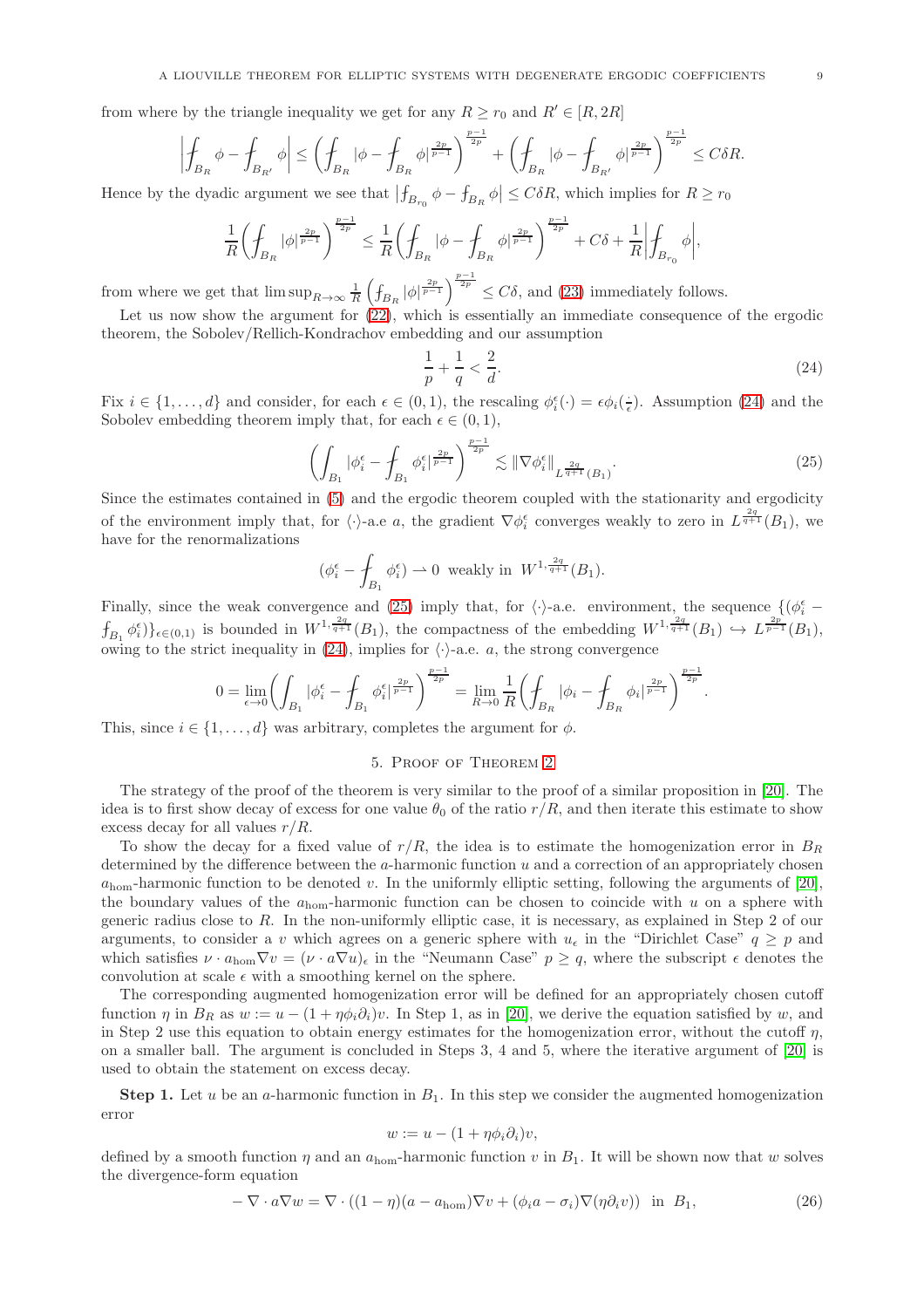from where by the triangle inequality we get for any $R \geq r_0$ and $R' \in [R, 2R]$

$$\left| \fint_{B_R} \phi - \fint_{B_{R'}} \phi \right| \leq \left( \fint_{B_R} |\phi - \fint_{B_R} \phi|^{\frac{2p}{p-1}} \right)^{\frac{p-1}{2p}} + \left( \fint_{B_R} |\phi - \fint_{B_{R'}} \phi|^{\frac{2p}{p-1}} \right)^{\frac{p-1}{2p}} \leq C\delta R.$$

Hence by the dyadic argument we see that $\left| \fint_{B_{r_0}} \phi - \fint_{B_R} \phi \right| \leq C\delta R$, which implies for $R \geq r_0$

$$\frac{1}{R} \left( \fint_{B_R} |\phi|^{\frac{2p}{p-1}} \right)^{\frac{p-1}{2p}} \leq \frac{1}{R} \left( \fint_{B_R} |\phi - \fint_{B_R} \phi|^{\frac{2p}{p-1}} \right)^{\frac{p-1}{2p}} + C\delta + \frac{1}{R} \left| \fint_{B_{r_0}} \phi \right|,$$

from where we get that $\limsup_{R\to\infty} \frac{1}{R} \left( \fint_{B_R} |\phi|^{\frac{2p}{p-1}} \right)^{\frac{p-1}{2p}} \leq C\delta$, and (23) immediately follows.

Let us now show the argument for (22), which is essentially an immediate consequence of the ergodic theorem, the Sobolev/Rellich-Kondrachov embedding and our assumption

$$\frac{1}{p} + \frac{1}{q} < \frac{2}{d}. \tag{24}$$

Fix $i \in \{1, \ldots, d\}$ and consider, for each $\epsilon \in (0,1)$, the rescaling $\phi_i^\epsilon(\cdot) = \epsilon \phi_i(\frac{\cdot}{\epsilon})$. Assumption (24) and the Sobolev embedding theorem imply that, for each $\epsilon \in (0,1)$,

$$\left( \int_{B_1} |\phi_i^\epsilon - \fint_{B_1} \phi_i^\epsilon|^{\frac{2p}{p-1}} \right)^{\frac{p-1}{2p}} \lesssim \|\nabla \phi_i^\epsilon\|_{L^{\frac{2q}{q+1}}(B_1)}. \tag{25}$$

Since the estimates contained in (5) and the ergodic theorem coupled with the stationarity and ergodicity of the environment imply that, for $\langle\cdot\rangle$-a.e $a$, the gradient $\nabla \phi_i^\epsilon$ converges weakly to zero in $L^{\frac{2q}{q+1}}(B_1)$, we have for the renormalizations

$$(\phi_i^\epsilon - \fint_{B_1} \phi_i^\epsilon) \rightharpoonup 0 \text{ weakly in } W^{1,\frac{2q}{q+1}}(B_1).$$

Finally, since the weak convergence and (25) imply that, for $\langle\cdot\rangle$-a.e. environment, the sequence $\{(\phi_i^\epsilon - \fint_{B_1} \phi_i^\epsilon)\}_{\epsilon\in(0,1)}$ is bounded in $W^{1,\frac{2q}{q+1}}(B_1)$, the compactness of the embedding $W^{1,\frac{2q}{q+1}}(B_1) \hookrightarrow L^{\frac{2p}{p-1}}(B_1)$, owing to the strict inequality in (24), implies for $\langle\cdot\rangle$-a.e. $a$, the strong convergence

$$0 = \lim_{\epsilon\to 0} \left( \int_{B_1} |\phi_i^\epsilon - \fint_{B_1} \phi_i^\epsilon|^{\frac{2p}{p-1}} \right)^{\frac{p-1}{2p}} = \lim_{R\to 0} \frac{1}{R} \left( \fint_{B_R} |\phi_i - \fint_{B_R} \phi_i|^{\frac{2p}{p-1}} \right)^{\frac{p-1}{2p}}.$$

This, since $i \in \{1, \ldots, d\}$ was arbitrary, completes the argument for $\phi$.

## 5. Proof of Theorem 2

The strategy of the proof of the theorem is very similar to the proof of a similar proposition in [20]. The idea is to first show decay of excess for one value $\theta_0$ of the ratio $r/R$, and then iterate this estimate to show excess decay for all values $r/R$.

To show the decay for a fixed value of $r/R$, the idea is to estimate the homogenization error in $B_R$ determined by the difference between the $a$-harmonic function $u$ and a correction of an appropriately chosen $a_{\text{hom}}$-harmonic function to be denoted $v$. In the uniformly elliptic setting, following the arguments of [20], the boundary values of the $a_{\text{hom}}$-harmonic function can be chosen to coincide with $u$ on a sphere with generic radius close to $R$. In the non-uniformly elliptic case, it is necessary, as explained in Step 2 of our arguments, to consider a $v$ which agrees on a generic sphere with $u_\epsilon$ in the "Dirichlet Case" $q \geq p$ and which satisfies $\nu \cdot a_{\text{hom}} \nabla v = (\nu \cdot a \nabla u)_\epsilon$ in the "Neumann Case" $p \geq q$, where the subscript $\epsilon$ denotes the convolution at scale $\epsilon$ with a smoothing kernel on the sphere.

The corresponding augmented homogenization error will be defined for an appropriately chosen cutoff function $\eta$ in $B_R$ as $w := u - (1 + \eta\phi_i\partial_i)v$. In Step 1, as in [20], we derive the equation satisfied by $w$, and in Step 2 use this equation to obtain energy estimates for the homogenization error, without the cutoff $\eta$, on a smaller ball. The argument is concluded in Steps 3, 4 and 5, where the iterative argument of [20] is used to obtain the statement on excess decay.

**Step 1.** Let $u$ be an $a$-harmonic function in $B_1$. In this step we consider the augmented homogenization error

$$w := u - (1 + \eta\phi_i\partial_i)v,$$

defined by a smooth function $\eta$ and an $a_{\text{hom}}$-harmonic function $v$ in $B_1$. It will be shown now that $w$ solves the divergence-form equation

$$-\nabla \cdot a\nabla w = \nabla \cdot ((1-\eta)(a - a_{\text{hom}})\nabla v + (\phi_i a - \sigma_i)\nabla(\eta\partial_i v)) \text{ in } B_1, \tag{26}$$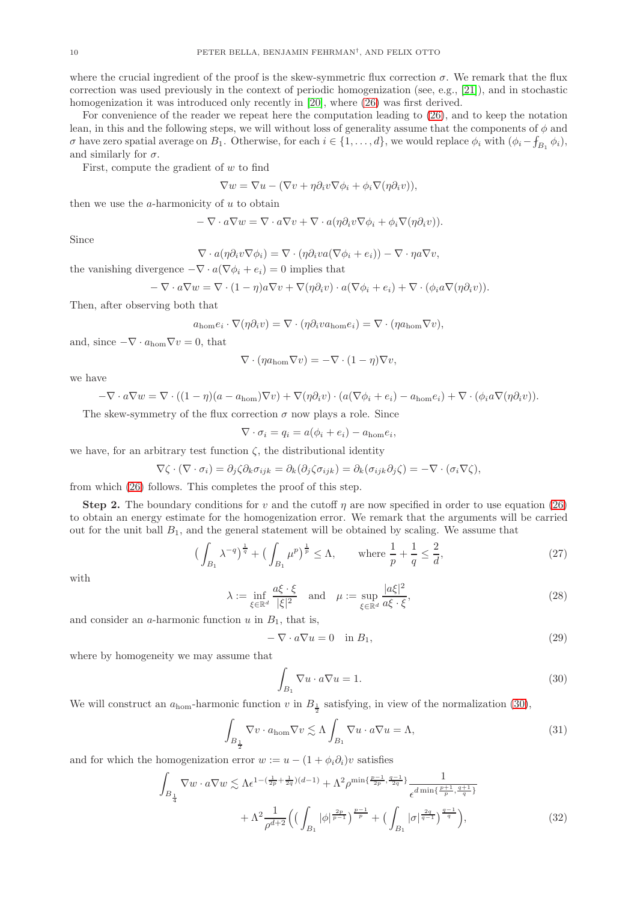where the crucial ingredient of the proof is the skew-symmetric flux correction $\sigma$. We remark that the flux correction was used previously in the context of periodic homogenization (see, e.g., [21]), and in stochastic homogenization it was introduced only recently in [20], where (26) was first derived.

For convenience of the reader we repeat here the computation leading to (26), and to keep the notation lean, in this and the following steps, we will without loss of generality assume that the components of $\phi$ and $\sigma$ have zero spatial average on $B_1$. Otherwise, for each $i \in \{1, \ldots, d\}$, we would replace $\phi_i$ with $(\phi_i - \fint_{B_1} \phi_i)$, and similarly for $\sigma$.

First, compute the gradient of $w$ to find

$$\nabla w = \nabla u - (\nabla v + \eta \partial_i v \nabla \phi_i + \phi_i \nabla(\eta \partial_i v)),$$

then we use the $a$-harmonicity of $u$ to obtain

$$-\nabla \cdot a \nabla w = \nabla \cdot a \nabla v + \nabla \cdot a(\eta \partial_i v \nabla \phi_i + \phi_i \nabla(\eta \partial_i v)).$$

Since

$$\nabla \cdot a(\eta \partial_i v \nabla \phi_i) = \nabla \cdot (\eta \partial_i v a(\nabla \phi_i + e_i)) - \nabla \cdot \eta a \nabla v,$$

the vanishing divergence $-\nabla \cdot a(\nabla \phi_i + e_i) = 0$ implies that

$$-\nabla \cdot a \nabla w = \nabla \cdot (1-\eta) a \nabla v + \nabla(\eta \partial_i v) \cdot a(\nabla \phi_i + e_i) + \nabla \cdot (\phi_i a \nabla(\eta \partial_i v)).$$

Then, after observing both that

$$a_{\mathrm{hom}} e_i \cdot \nabla(\eta \partial_i v) = \nabla \cdot (\eta \partial_i v a_{\mathrm{hom}} e_i) = \nabla \cdot (\eta a_{\mathrm{hom}} \nabla v),$$

and, since $-\nabla \cdot a_{\mathrm{hom}} \nabla v = 0$, that

$$\nabla \cdot (\eta a_{\mathrm{hom}} \nabla v) = -\nabla \cdot (1-\eta) \nabla v,$$

we have

$$-\nabla \cdot a \nabla w = \nabla \cdot ((1-\eta)(a - a_{\mathrm{hom}}) \nabla v) + \nabla(\eta \partial_i v) \cdot (a(\nabla \phi_i + e_i) - a_{\mathrm{hom}} e_i) + \nabla \cdot (\phi_i a \nabla(\eta \partial_i v)).$$

The skew-symmetry of the flux correction $\sigma$ now plays a role. Since

$$\nabla \cdot \sigma_i = q_i = a(\phi_i + e_i) - a_{\mathrm{hom}} e_i,$$

we have, for an arbitrary test function $\zeta$, the distributional identity

$$\nabla \zeta \cdot (\nabla \cdot \sigma_i) = \partial_j \zeta \partial_k \sigma_{ijk} = \partial_k(\partial_j \zeta \sigma_{ijk}) = \partial_k(\sigma_{ijk} \partial_j \zeta) = -\nabla \cdot (\sigma_i \nabla \zeta),$$

from which (26) follows. This completes the proof of this step.

**Step 2.** The boundary conditions for $v$ and the cutoff $\eta$ are now specified in order to use equation (26) to obtain an energy estimate for the homogenization error. We remark that the arguments will be carried out for the unit ball $B_1$, and the general statement will be obtained by scaling. We assume that

$$\Big( \fint_{B_1} \lambda^{-q} \Big)^{\frac{1}{q}} + \Big( \fint_{B_1} \mu^p \Big)^{\frac{1}{p}} \leq \Lambda, \qquad \text{where } \frac{1}{p} + \frac{1}{q} \leq \frac{2}{d}, \tag{27}$$

with

$$\lambda := \inf_{\xi \in \mathbb{R}^d} \frac{a\xi \cdot \xi}{|\xi|^2} \quad \text{and} \quad \mu := \sup_{\xi \in \mathbb{R}^d} \frac{|a\xi|^2}{a\xi \cdot \xi}, \tag{28}$$

and consider an $a$-harmonic function $u$ in $B_1$, that is,

$$-\nabla \cdot a \nabla u = 0 \quad \text{in } B_1, \tag{29}$$

where by homogeneity we may assume that

$$\fint_{B_1} \nabla u \cdot a \nabla u = 1. \tag{30}$$

We will construct an $a_{\mathrm{hom}}$-harmonic function $v$ in $B_{\frac{1}{2}}$ satisfying, in view of the normalization (30),

$$\fint_{B_{\frac{1}{2}}} \nabla v \cdot a_{\mathrm{hom}} \nabla v \lesssim \Lambda \fint_{B_1} \nabla u \cdot a \nabla u = \Lambda, \tag{31}$$

and for which the homogenization error $w := u - (1 + \phi_i \partial_i) v$ satisfies

$$\begin{aligned}\fint_{B_{\frac{1}{4}}} \nabla w \cdot a \nabla w \lesssim{}& \Lambda \epsilon^{1 - (\frac{1}{2p} + \frac{1}{2q})(d-1)} + \Lambda^2 \rho^{\min\{\frac{p-1}{2p}, \frac{q-1}{2q}\}} \frac{1}{\epsilon^{d \min\{\frac{p+1}{p}, \frac{q+1}{q}\}}} \\ &+ \Lambda^2 \frac{1}{\rho^{d+2}} \Big( \Big( \fint_{B_1} |\phi|^{\frac{2p}{p-1}} \Big)^{\frac{p-1}{p}} + \Big( \fint_{B_1} |\sigma|^{\frac{2q}{q-1}} \Big)^{\frac{q-1}{q}} \Big),\end{aligned} \tag{32}$$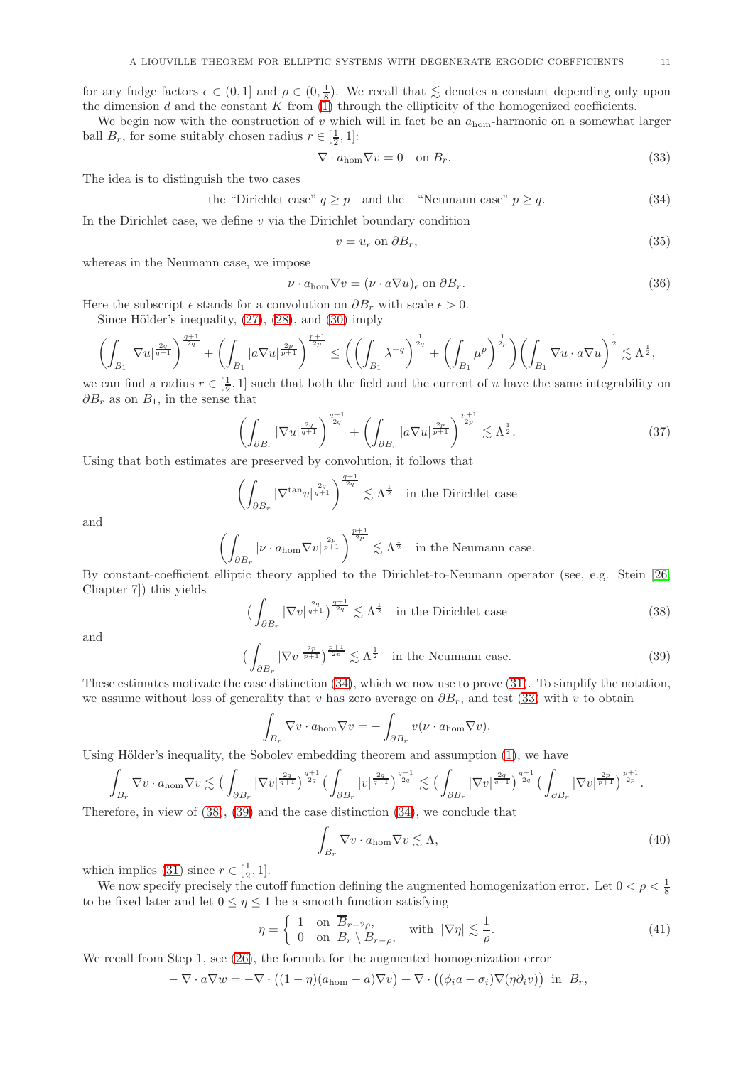for any fudge factors $\epsilon \in (0,1]$ and $\rho \in (0,\frac{1}{8})$. We recall that $\lesssim$ denotes a constant depending only upon the dimension $d$ and the constant $K$ from (1) through the ellipticity of the homogenized coefficients.

We begin now with the construction of $v$ which will in fact be an $a_{\mathrm{hom}}$-harmonic on a somewhat larger ball $B_r$, for some suitably chosen radius $r \in [\frac{1}{2},1]$:

$$
-\nabla \cdot a_{\mathrm{hom}} \nabla v = 0 \quad \text{on } B_r. \tag{33}
$$

The idea is to distinguish the two cases

$$
\text{the "Dirichlet case" } q \geq p \quad \text{and the} \quad \text{"Neumann case" } p \geq q. \tag{34}
$$

In the Dirichlet case, we define $v$ via the Dirichlet boundary condition

$$
v = u_\epsilon \text{ on } \partial B_r, \tag{35}
$$

whereas in the Neumann case, we impose

$$
\nu \cdot a_{\mathrm{hom}} \nabla v = (\nu \cdot a \nabla u)_\epsilon \text{ on } \partial B_r. \tag{36}
$$

Here the subscript $\epsilon$ stands for a convolution on $\partial B_r$ with scale $\epsilon > 0$.

Since Hölder's inequality, (27), (28), and (30) imply

$$
\Big(\int_{B_1} |\nabla u|^{\frac{2q}{q+1}}\Big)^{\frac{q+1}{2q}} + \Big(\int_{B_1} |a\nabla u|^{\frac{2p}{p+1}}\Big)^{\frac{p+1}{2p}} \leq \bigg(\Big(\int_{B_1} \lambda^{-q}\Big)^{\frac{1}{2q}} + \Big(\int_{B_1} \mu^{p}\Big)^{\frac{1}{2p}}\bigg)\Big(\int_{B_1} \nabla u \cdot a \nabla u\Big)^{\frac{1}{2}} \lesssim \Lambda^{\frac{1}{2}},
$$

we can find a radius $r \in [\frac{1}{2},1]$ such that both the field and the current of $u$ have the same integrability on $\partial B_r$ as on $B_1$, in the sense that

$$
\Big(\int_{\partial B_r} |\nabla u|^{\frac{2q}{q+1}}\Big)^{\frac{q+1}{2q}} + \Big(\int_{\partial B_r} |a\nabla u|^{\frac{2p}{p+1}}\Big)^{\frac{p+1}{2p}} \lesssim \Lambda^{\frac{1}{2}}. \tag{37}
$$

Using that both estimates are preserved by convolution, it follows that

$$
\Big(\int_{\partial B_r} |\nabla^{\tan} v|^{\frac{2q}{q+1}}\Big)^{\frac{q+1}{2q}} \lesssim \Lambda^{\frac{1}{2}} \quad \text{in the Dirichlet case}
$$

and

$$
\Big(\int_{\partial B_r} |\nu \cdot a_{\mathrm{hom}} \nabla v|^{\frac{2p}{p+1}}\Big)^{\frac{p+1}{2p}} \lesssim \Lambda^{\frac{1}{2}} \quad \text{in the Neumann case.}
$$

By constant-coefficient elliptic theory applied to the Dirichlet-to-Neumann operator (see, e.g. Stein [26, Chapter 7]) this yields

$$
\big(\int_{\partial B_r} |\nabla v|^{\frac{2q}{q+1}}\big)^{\frac{q+1}{2q}} \lesssim \Lambda^{\frac{1}{2}} \quad \text{in the Dirichlet case} \tag{38}
$$

and

$$
\big(\int_{\partial B_r} |\nabla v|^{\frac{2p}{p+1}}\big)^{\frac{p+1}{2p}} \lesssim \Lambda^{\frac{1}{2}} \quad \text{in the Neumann case.} \tag{39}
$$

These estimates motivate the case distinction (34), which we now use to prove (31). To simplify the notation, we assume without loss of generality that $v$ has zero average on $\partial B_r$, and test (33) with $v$ to obtain

$$
\int_{B_r} \nabla v \cdot a_{\mathrm{hom}} \nabla v = -\int_{\partial B_r} v (\nu \cdot a_{\mathrm{hom}} \nabla v).
$$

Using Hölder's inequality, the Sobolev embedding theorem and assumption (1), we have

$$
\int_{B_r} \nabla v \cdot a_{\mathrm{hom}} \nabla v \lesssim \big(\int_{\partial B_r} |\nabla v|^{\frac{2q}{q+1}}\big)^{\frac{q+1}{2q}} \big(\int_{\partial B_r} |v|^{\frac{2q}{q-1}}\big)^{\frac{q-1}{2q}} \lesssim \big(\int_{\partial B_r} |\nabla v|^{\frac{2q}{q+1}}\big)^{\frac{q+1}{2q}} \big(\int_{\partial B_r} |\nabla v|^{\frac{2p}{p+1}}\big)^{\frac{p+1}{2p}}.
$$

Therefore, in view of (38), (39) and the case distinction (34), we conclude that

$$
\int_{B_r} \nabla v \cdot a_{\mathrm{hom}} \nabla v \lesssim \Lambda, \tag{40}
$$

which implies (31) since $r \in [\frac{1}{2},1]$.

We now specify precisely the cutoff function defining the augmented homogenization error. Let $0 < \rho < \frac{1}{8}$ to be fixed later and let $0 \leq \eta \leq 1$ be a smooth function satisfying

$$
\eta = \begin{cases} 1 & \text{on } \overline{B}_{r-2\rho}, \\ 0 & \text{on } B_r \setminus B_{r-\rho}, \end{cases} \quad \text{with } |\nabla \eta| \lesssim \frac{1}{\rho}. \tag{41}
$$

We recall from Step 1, see (26), the formula for the augmented homogenization error

$$
-\nabla \cdot a \nabla w = -\nabla \cdot \big((1-\eta)(a_{\mathrm{hom}} - a)\nabla v\big) + \nabla \cdot \big((\phi_i a - \sigma_i)\nabla(\eta \partial_i v)\big) \;\text{ in } B_r,
$$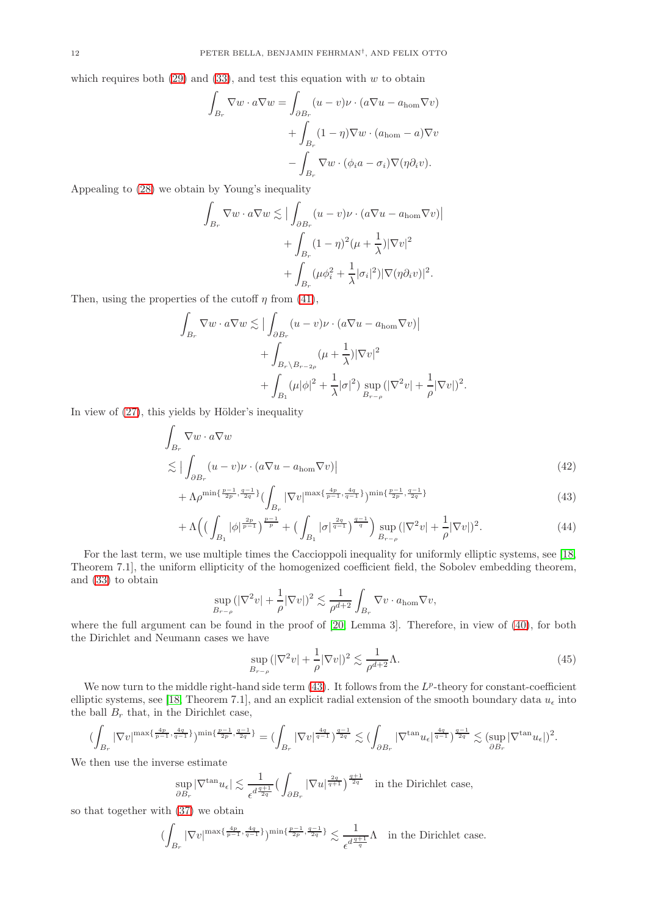which requires both (29) and (33), and test this equation with $w$ to obtain

$$\int_{B_r} \nabla w \cdot a\nabla w = \int_{\partial B_r} (u-v)\nu \cdot (a\nabla u - a_{\mathrm{hom}}\nabla v) + \int_{B_r} (1-\eta)\nabla w \cdot (a_{\mathrm{hom}} - a)\nabla v - \int_{B_r} \nabla w \cdot (\phi_i a - \sigma_i)\nabla(\eta\partial_i v).$$

Appealing to (28) we obtain by Young's inequality

$$\int_{B_r} \nabla w \cdot a\nabla w \lesssim \Big|\int_{\partial B_r} (u-v)\nu \cdot (a\nabla u - a_{\mathrm{hom}}\nabla v)\Big| + \int_{B_r} (1-\eta)^2(\mu + \frac{1}{\lambda})|\nabla v|^2 + \int_{B_r} (\mu\phi_i^2 + \frac{1}{\lambda}|\sigma_i|^2)|\nabla(\eta\partial_i v)|^2.$$

Then, using the properties of the cutoff $\eta$ from (41),

$$\int_{B_r} \nabla w \cdot a\nabla w \lesssim \Big|\int_{\partial B_r} (u-v)\nu \cdot (a\nabla u - a_{\mathrm{hom}}\nabla v)\Big| + \int_{B_r\setminus B_{r-2\rho}} (\mu + \frac{1}{\lambda})|\nabla v|^2 + \int_{B_1} (\mu|\phi|^2 + \frac{1}{\lambda}|\sigma|^2) \sup_{B_{r-\rho}} (|\nabla^2 v| + \frac{1}{\rho}|\nabla v|)^2.$$

In view of (27), this yields by Hölder's inequality

$$\int_{B_r} \nabla w \cdot a\nabla w$$
$$\lesssim \Big|\int_{\partial B_r} (u-v)\nu \cdot (a\nabla u - a_{\mathrm{hom}}\nabla v)\Big| \tag{42}$$
$$+ \Lambda\rho^{\min\{\frac{p-1}{2p},\frac{q-1}{2q}\}}\Big(\int_{B_r} |\nabla v|^{\max\{\frac{4p}{p-1},\frac{4q}{q-1}\}}\Big)^{\min\{\frac{p-1}{2p},\frac{q-1}{2q}\}} \tag{43}$$
$$+ \Lambda\Big(\Big(\int_{B_1} |\phi|^{\frac{2p}{p-1}}\Big)^{\frac{p-1}{p}} + \Big(\int_{B_1} |\sigma|^{\frac{2q}{q-1}}\Big)^{\frac{q-1}{q}}\Big) \sup_{B_{r-\rho}} (|\nabla^2 v| + \frac{1}{\rho}|\nabla v|)^2. \tag{44}$$

For the last term, we use multiple times the Caccioppoli inequality for uniformly elliptic systems, see [18, Theorem 7.1], the uniform ellipticity of the homogenized coefficient field, the Sobolev embedding theorem, and (33) to obtain

$$\sup_{B_{r-\rho}} (|\nabla^2 v| + \frac{1}{\rho}|\nabla v|)^2 \lesssim \frac{1}{\rho^{d+2}} \int_{B_r} \nabla v \cdot a_{\mathrm{hom}}\nabla v,$$

where the full argument can be found in the proof of [20, Lemma 3]. Therefore, in view of (40), for both the Dirichlet and Neumann cases we have

$$\sup_{B_{r-\rho}} (|\nabla^2 v| + \frac{1}{\rho}|\nabla v|)^2 \lesssim \frac{1}{\rho^{d+2}}\Lambda. \tag{45}$$

We now turn to the middle right-hand side term (43). It follows from the $L^p$-theory for constant-coefficient elliptic systems, see [18, Theorem 7.1], and an explicit radial extension of the smooth boundary data $u_\epsilon$ into the ball $B_r$ that, in the Dirichlet case,

$$\Big(\int_{B_r} |\nabla v|^{\max\{\frac{4p}{p-1},\frac{4q}{q-1}\}}\Big)^{\min\{\frac{p-1}{2p},\frac{q-1}{2q}\}} = \Big(\int_{B_r} |\nabla v|^{\frac{4q}{q-1}}\Big)^{\frac{q-1}{2q}} \lesssim \Big(\int_{\partial B_r} |\nabla^{\tan} u_\epsilon|^{\frac{4q}{q-1}}\Big)^{\frac{q-1}{2q}} \lesssim (\sup_{\partial B_r} |\nabla^{\tan} u_\epsilon|)^2.$$

We then use the inverse estimate

$$\sup_{\partial B_r} |\nabla^{\tan} u_\epsilon| \lesssim \frac{1}{\epsilon^{d\frac{q+1}{2q}}}\Big(\int_{\partial B_r} |\nabla u|^{\frac{2q}{q+1}}\Big)^{\frac{q+1}{2q}} \quad \text{in the Dirichlet case,}$$

so that together with (37) we obtain

$$\Big(\int_{B_r} |\nabla v|^{\max\{\frac{4p}{p-1},\frac{4q}{q-1}\}}\Big)^{\min\{\frac{p-1}{2p},\frac{q-1}{2q}\}} \lesssim \frac{1}{\epsilon^{d\frac{q+1}{q}}}\Lambda \quad \text{in the Dirichlet case.}$$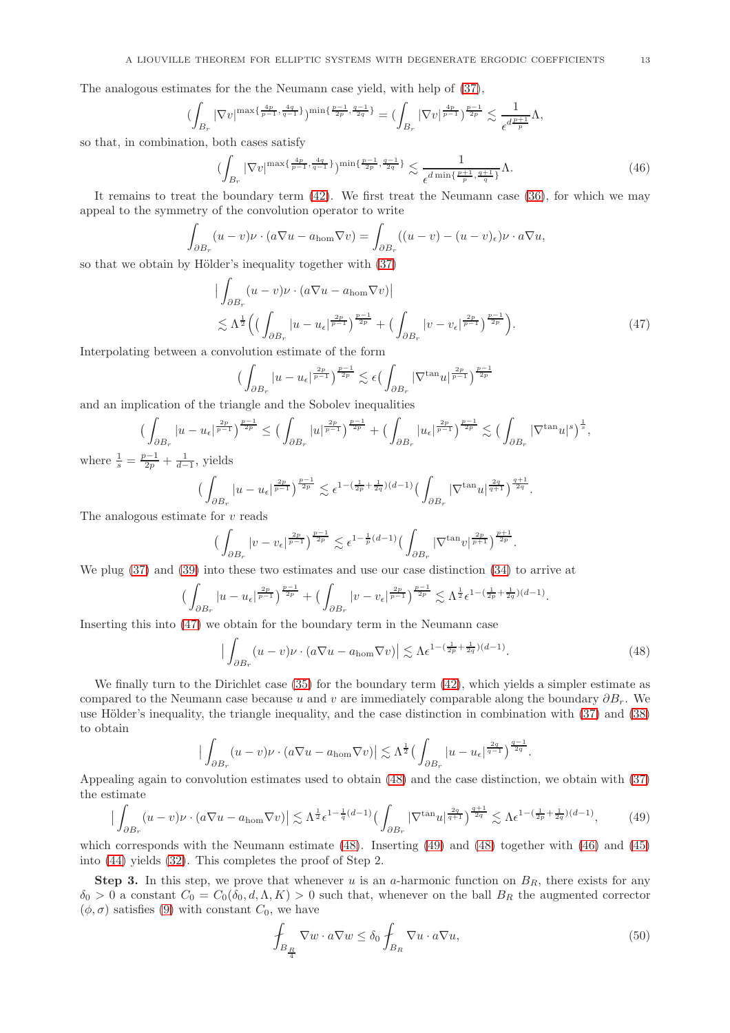The analogous estimates for the the Neumann case yield, with help of (37),

$$\Big(\int_{B_r} |\nabla v|^{\max\{\frac{4p}{p-1},\frac{4q}{q-1}\}}\Big)^{\min\{\frac{p-1}{2p},\frac{q-1}{2q}\}} = \Big(\int_{B_r} |\nabla v|^{\frac{4p}{p-1}}\Big)^{\frac{p-1}{2p}} \lesssim \frac{1}{\epsilon^{d\frac{p+1}{p}}}\Lambda,$$

so that, in combination, both cases satisfy

$$\Big(\int_{B_r} |\nabla v|^{\max\{\frac{4p}{p-1},\frac{4q}{q-1}\}}\Big)^{\min\{\frac{p-1}{2p},\frac{q-1}{2q}\}} \lesssim \frac{1}{\epsilon^{d\min\{\frac{p+1}{p},\frac{q+1}{q}\}}}\Lambda. \tag{46}$$

It remains to treat the boundary term (42). We first treat the Neumann case (36), for which we may appeal to the symmetry of the convolution operator to write

$$\int_{\partial B_r} (u-v)\nu\cdot(a\nabla u - a_{\mathrm{hom}}\nabla v) = \int_{\partial B_r} ((u-v)-(u-v)_\epsilon)\nu\cdot a\nabla u,$$

so that we obtain by Hölder's inequality together with (37)

$$\begin{aligned}
&\Big|\int_{\partial B_r} (u-v)\nu\cdot(a\nabla u - a_{\mathrm{hom}}\nabla v)\Big| \\
&\lesssim \Lambda^{\frac12}\Big(\Big(\int_{\partial B_r} |u-u_\epsilon|^{\frac{2p}{p-1}}\Big)^{\frac{p-1}{2p}} + \Big(\int_{\partial B_r} |v-v_\epsilon|^{\frac{2p}{p-1}}\Big)^{\frac{p-1}{2p}}\Big).
\end{aligned} \tag{47}$$

Interpolating between a convolution estimate of the form

$$\Big(\int_{\partial B_r} |u-u_\epsilon|^{\frac{2p}{p-1}}\Big)^{\frac{p-1}{2p}} \lesssim \epsilon\Big(\int_{\partial B_r} |\nabla^{\tan} u|^{\frac{2p}{p-1}}\Big)^{\frac{p-1}{2p}}$$

and an implication of the triangle and the Sobolev inequalities

$$\Big(\int_{\partial B_r} |u-u_\epsilon|^{\frac{2p}{p-1}}\Big)^{\frac{p-1}{2p}} \le \Big(\int_{\partial B_r} |u|^{\frac{2p}{p-1}}\Big)^{\frac{p-1}{2p}} + \Big(\int_{\partial B_r} |u_\epsilon|^{\frac{2p}{p-1}}\Big)^{\frac{p-1}{2p}} \lesssim \Big(\int_{\partial B_r} |\nabla^{\tan} u|^s\Big)^{\frac1s},$$

where $\frac1s = \frac{p-1}{2p} + \frac{1}{d-1}$, yields

$$\Big(\int_{\partial B_r} |u-u_\epsilon|^{\frac{2p}{p-1}}\Big)^{\frac{p-1}{2p}} \lesssim \epsilon^{1-(\frac{1}{2p}+\frac{1}{2q})(d-1)}\Big(\int_{\partial B_r} |\nabla^{\tan} u|^{\frac{2q}{q+1}}\Big)^{\frac{q+1}{2q}}.$$

The analogous estimate for $v$ reads

$$\Big(\int_{\partial B_r} |v-v_\epsilon|^{\frac{2p}{p-1}}\Big)^{\frac{p-1}{2p}} \lesssim \epsilon^{1-\frac1p(d-1)}\Big(\int_{\partial B_r} |\nabla^{\tan} v|^{\frac{2p}{p+1}}\Big)^{\frac{p+1}{2p}}.$$

We plug (37) and (39) into these two estimates and use our case distinction (34) to arrive at

$$\Big(\int_{\partial B_r} |u-u_\epsilon|^{\frac{2p}{p-1}}\Big)^{\frac{p-1}{2p}} + \Big(\int_{\partial B_r} |v-v_\epsilon|^{\frac{2p}{p-1}}\Big)^{\frac{p-1}{2p}} \lesssim \Lambda^{\frac12}\epsilon^{1-(\frac{1}{2p}+\frac{1}{2q})(d-1)}.$$

Inserting this into (47) we obtain for the boundary term in the Neumann case

$$\Big|\int_{\partial B_r} (u-v)\nu\cdot(a\nabla u - a_{\mathrm{hom}}\nabla v)\Big| \lesssim \Lambda\epsilon^{1-(\frac{1}{2p}+\frac{1}{2q})(d-1)}. \tag{48}$$

We finally turn to the Dirichlet case (35) for the boundary term (42), which yields a simpler estimate as compared to the Neumann case because $u$ and $v$ are immediately comparable along the boundary $\partial B_r$. We use Hölder's inequality, the triangle inequality, and the case distinction in combination with (37) and (38) to obtain

$$\Big|\int_{\partial B_r} (u-v)\nu\cdot(a\nabla u - a_{\mathrm{hom}}\nabla v)\Big| \lesssim \Lambda^{\frac12}\Big(\int_{\partial B_r} |u-u_\epsilon|^{\frac{2q}{q-1}}\Big)^{\frac{q-1}{2q}}.$$

Appealing again to convolution estimates used to obtain (48) and the case distinction, we obtain with (37) the estimate

$$\Big|\int_{\partial B_r} (u-v)\nu\cdot(a\nabla u - a_{\mathrm{hom}}\nabla v)\Big| \lesssim \Lambda^{\frac12}\epsilon^{1-\frac1q(d-1)}\Big(\int_{\partial B_r} |\nabla^{\tan} u|^{\frac{2q}{q+1}}\Big)^{\frac{q+1}{2q}} \lesssim \Lambda\epsilon^{1-(\frac{1}{2p}+\frac{1}{2q})(d-1)}, \tag{49}$$

which corresponds with the Neumann estimate (48). Inserting (49) and (48) together with (46) and (45) into (44) yields (32). This completes the proof of Step 2.

**Step 3.** In this step, we prove that whenever $u$ is an $a$-harmonic function on $B_R$, there exists for any $\delta_0 > 0$ a constant $C_0 = C_0(\delta_0, d, \Lambda, K) > 0$ such that, whenever on the ball $B_R$ the augmented corrector $(\phi, \sigma)$ satisfies (9) with constant $C_0$, we have

$$\fint_{B_{\frac R4}} \nabla w\cdot a\nabla w \le \delta_0 \fint_{B_R} \nabla u\cdot a\nabla u, \tag{50}$$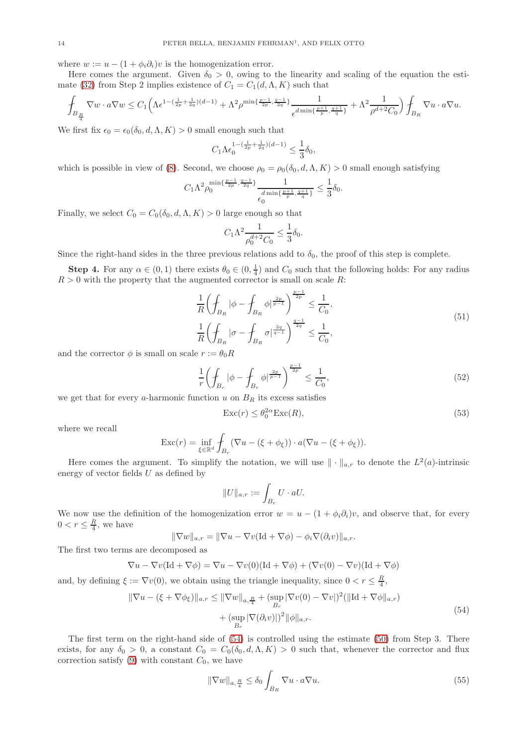where $w := u - (1+\phi_i\partial_i)v$ is the homogenization error.

Here comes the argument. Given $\delta_0 > 0$, owing to the linearity and scaling of the equation the estimate (32) from Step 2 implies existence of $C_1 = C_1(d, \Lambda, K)$ such that

$$\fint_{B_{\frac{R}{4}}} \nabla w \cdot a\nabla w \leq C_1\Big(\Lambda\epsilon^{1-(\frac{1}{2p}+\frac{1}{2q})(d-1)} + \Lambda^2\rho^{\min\{\frac{p-1}{2p},\frac{q-1}{2q}\}}\frac{1}{\epsilon^{d\min\{\frac{p+1}{p},\frac{q+1}{q}\}}} + \Lambda^2\frac{1}{\rho^{d+2}C_0}\Big)\fint_{B_R} \nabla u \cdot a\nabla u.$$

We first fix $\epsilon_0 = \epsilon_0(\delta_0, d, \Lambda, K) > 0$ small enough such that

$$C_1\Lambda\epsilon_0^{1-(\frac{1}{2p}+\frac{1}{2q})(d-1)} \leq \frac{1}{3}\delta_0,$$

which is possible in view of (8). Second, we choose $\rho_0 = \rho_0(\delta_0, d, \Lambda, K) > 0$ small enough satisfying

$$C_1\Lambda^2\rho_0^{\min\{\frac{p-1}{2p},\frac{q-1}{2q}\}}\frac{1}{\epsilon_0^{d\min\{\frac{p+1}{p},\frac{q+1}{q}\}}} \leq \frac{1}{3}\delta_0.$$

Finally, we select $C_0 = C_0(\delta_0, d, \Lambda, K) > 0$ large enough so that

$$C_1\Lambda^2\frac{1}{\rho_0^{d+2}C_0} \leq \frac{1}{3}\delta_0.$$

Since the right-hand sides in the three previous relations add to $\delta_0$, the proof of this step is complete.

**Step 4.** For any $\alpha \in (0,1)$ there exists $\theta_0 \in (0, \frac{1}{4})$ and $C_0$ such that the following holds: For any radius $R > 0$ with the property that the augmented corrector is small on scale $R$:

$$\begin{aligned}
\frac{1}{R}\Big(\fint_{B_R} |\phi - \fint_{B_R}\phi|^{\frac{2p}{p-1}}\Big)^{\frac{p-1}{2p}} &\leq \frac{1}{C_0},\\
\frac{1}{R}\Big(\fint_{B_R} |\sigma - \fint_{B_R}\sigma|^{\frac{2q}{q-1}}\Big)^{\frac{q-1}{2q}} &\leq \frac{1}{C_0},
\end{aligned} \tag{51}$$

and the corrector $\phi$ is small on scale $r := \theta_0 R$

$$\frac{1}{r}\Big(\fint_{B_r} |\phi - \fint_{B_r}\phi|^{\frac{2p}{p-1}}\Big)^{\frac{p-1}{2p}} \leq \frac{1}{C_0}, \tag{52}$$

we get that for every $a$-harmonic function $u$ on $B_R$ its excess satisfies

$$\operatorname{Exc}(r) \leq \theta_0^{2\alpha}\operatorname{Exc}(R), \tag{53}$$

where we recall

$$\operatorname{Exc}(r) = \inf_{\xi\in\mathbb{R}^d}\fint_{B_r}(\nabla u - (\xi + \phi_\xi)) \cdot a(\nabla u - (\xi+\phi_\xi)).$$

Here comes the argument. To simplify the notation, we will use $\|\cdot\|_{a,r}$ to denote the $L^2(a)$-intrinsic energy of vector fields $U$ as defined by

$$\|U\|_{a,r} := \fint_{B_r} U \cdot aU.$$

We now use the definition of the homogenization error $w = u - (1+\phi_i\partial_i)v$, and observe that, for every $0 < r \leq \frac{R}{4}$, we have

$$\|\nabla w\|_{a,r} = \|\nabla u - \nabla v(\mathrm{Id} + \nabla\phi) - \phi_i\nabla(\partial_i v)\|_{a,r}.$$

The first two terms are decomposed as

$$\nabla u - \nabla v(\mathrm{Id}+\nabla\phi) = \nabla u - \nabla v(0)(\mathrm{Id}+\nabla\phi) + (\nabla v(0) - \nabla v)(\mathrm{Id}+\nabla\phi)$$

and, by defining $\xi := \nabla v(0)$, we obtain using the triangle inequality, since $0 < r \leq \frac{R}{4}$,

$$\begin{aligned}
\|\nabla u - (\xi + \nabla\phi_\xi)\|_{a,r} \leq \|\nabla w\|_{a,\frac{R}{4}} &+ (\sup_{B_r}|\nabla v(0) - \nabla v|)^2(\|\mathrm{Id} + \nabla\phi\|_{a,r})\\
&+ (\sup_{B_r}|\nabla(\partial_i v)|)^2\|\phi\|_{a,r}.
\end{aligned} \tag{54}$$

The first term on the right-hand side of (54) is controlled using the estimate (50) from Step 3. There exists, for any $\delta_0 > 0$, a constant $C_0 = C_0(\delta_0, d, \Lambda, K) > 0$ such that, whenever the corrector and flux correction satisfy (9) with constant $C_0$, we have

$$\|\nabla w\|_{a,\frac{R}{4}} \leq \delta_0\fint_{B_R}\nabla u \cdot a\nabla u. \tag{55}$$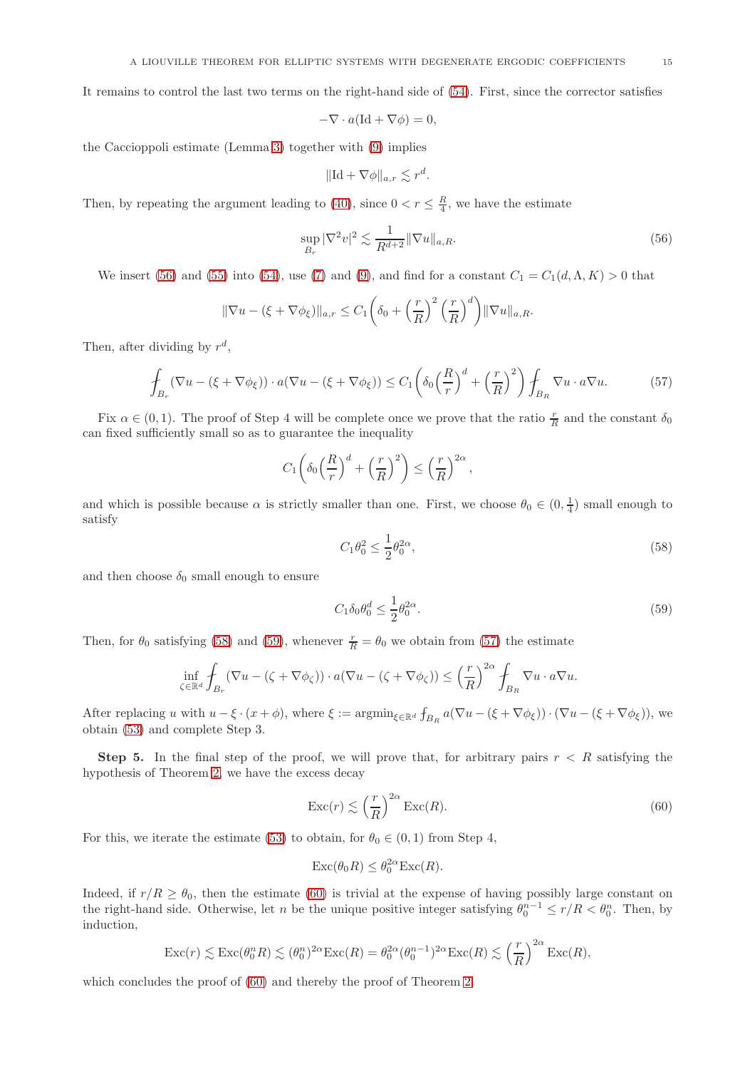It remains to control the last two terms on the right-hand side of (54). First, since the corrector satisfies

$$-\nabla \cdot a(\mathrm{Id} + \nabla \phi) = 0,$$

the Caccioppoli estimate (Lemma 3) together with (9) implies

$$\|\mathrm{Id} + \nabla \phi\|_{a,r} \lesssim r^d.$$

Then, by repeating the argument leading to (40), since $0 < r \leq \frac{R}{4}$, we have the estimate

$$\sup_{B_r} |\nabla^2 v|^2 \lesssim \frac{1}{R^{d+2}} \|\nabla u\|_{a,R}. \tag{56}$$

We insert (56) and (55) into (54), use (7) and (9), and find for a constant $C_1 = C_1(d, \Lambda, K) > 0$ that

$$\|\nabla u - (\xi + \nabla \phi_\xi)\|_{a,r} \leq C_1 \left( \delta_0 + \left(\frac{r}{R}\right)^2 \left(\frac{r}{R}\right)^d \right) \|\nabla u\|_{a,R}.$$

Then, after dividing by $r^d$,

$$\fint_{B_r} (\nabla u - (\xi + \nabla \phi_\xi)) \cdot a(\nabla u - (\xi + \nabla \phi_\xi)) \leq C_1 \left( \delta_0 \left(\frac{R}{r}\right)^d + \left(\frac{r}{R}\right)^2 \right) \fint_{B_R} \nabla u \cdot a \nabla u. \tag{57}$$

Fix $\alpha \in (0,1)$. The proof of Step 4 will be complete once we prove that the ratio $\frac{r}{R}$ and the constant $\delta_0$ can fixed sufficiently small so as to guarantee the inequality

$$C_1 \left( \delta_0 \left(\frac{R}{r}\right)^d + \left(\frac{r}{R}\right)^2 \right) \leq \left(\frac{r}{R}\right)^{2\alpha},$$

and which is possible because $\alpha$ is strictly smaller than one. First, we choose $\theta_0 \in (0, \frac{1}{4})$ small enough to satisfy

$$C_1 \theta_0^2 \leq \frac{1}{2} \theta_0^{2\alpha}, \tag{58}$$

and then choose $\delta_0$ small enough to ensure

$$C_1 \delta_0 \theta_0^d \leq \frac{1}{2} \theta_0^{2\alpha}. \tag{59}$$

Then, for $\theta_0$ satisfying (58) and (59), whenever $\frac{r}{R} = \theta_0$ we obtain from (57) the estimate

$$\inf_{\zeta \in \mathbb{R}^d} \fint_{B_r} (\nabla u - (\zeta + \nabla \phi_\zeta)) \cdot a(\nabla u - (\zeta + \nabla \phi_\zeta)) \leq \left(\frac{r}{R}\right)^{2\alpha} \fint_{B_R} \nabla u \cdot a \nabla u.$$

After replacing $u$ with $u - \xi \cdot (x + \phi)$, where $\xi := \mathrm{argmin}_{\xi \in \mathbb{R}^d} \fint_{B_R} a(\nabla u - (\xi + \nabla \phi_\xi)) \cdot (\nabla u - (\xi + \nabla \phi_\xi))$, we obtain (53) and complete Step 3.

**Step 5.** In the final step of the proof, we will prove that, for arbitrary pairs $r < R$ satisfying the hypothesis of Theorem 2, we have the excess decay

$$\mathrm{Exc}(r) \lesssim \left(\frac{r}{R}\right)^{2\alpha} \mathrm{Exc}(R). \tag{60}$$

For this, we iterate the estimate (53) to obtain, for $\theta_0 \in (0,1)$ from Step 4,

$$\mathrm{Exc}(\theta_0 R) \leq \theta_0^{2\alpha} \mathrm{Exc}(R).$$

Indeed, if $r/R \geq \theta_0$, then the estimate (60) is trivial at the expense of having possibly large constant on the right-hand side. Otherwise, let $n$ be the unique positive integer satisfying $\theta_0^{n-1} \leq r/R < \theta_0^n$. Then, by induction,

$$\mathrm{Exc}(r) \lesssim \mathrm{Exc}(\theta_0^n R) \lesssim (\theta_0^n)^{2\alpha} \mathrm{Exc}(R) = \theta_0^{2\alpha} (\theta_0^{n-1})^{2\alpha} \mathrm{Exc}(R) \lesssim \left(\frac{r}{R}\right)^{2\alpha} \mathrm{Exc}(R),$$

which concludes the proof of (60) and thereby the proof of Theorem 2.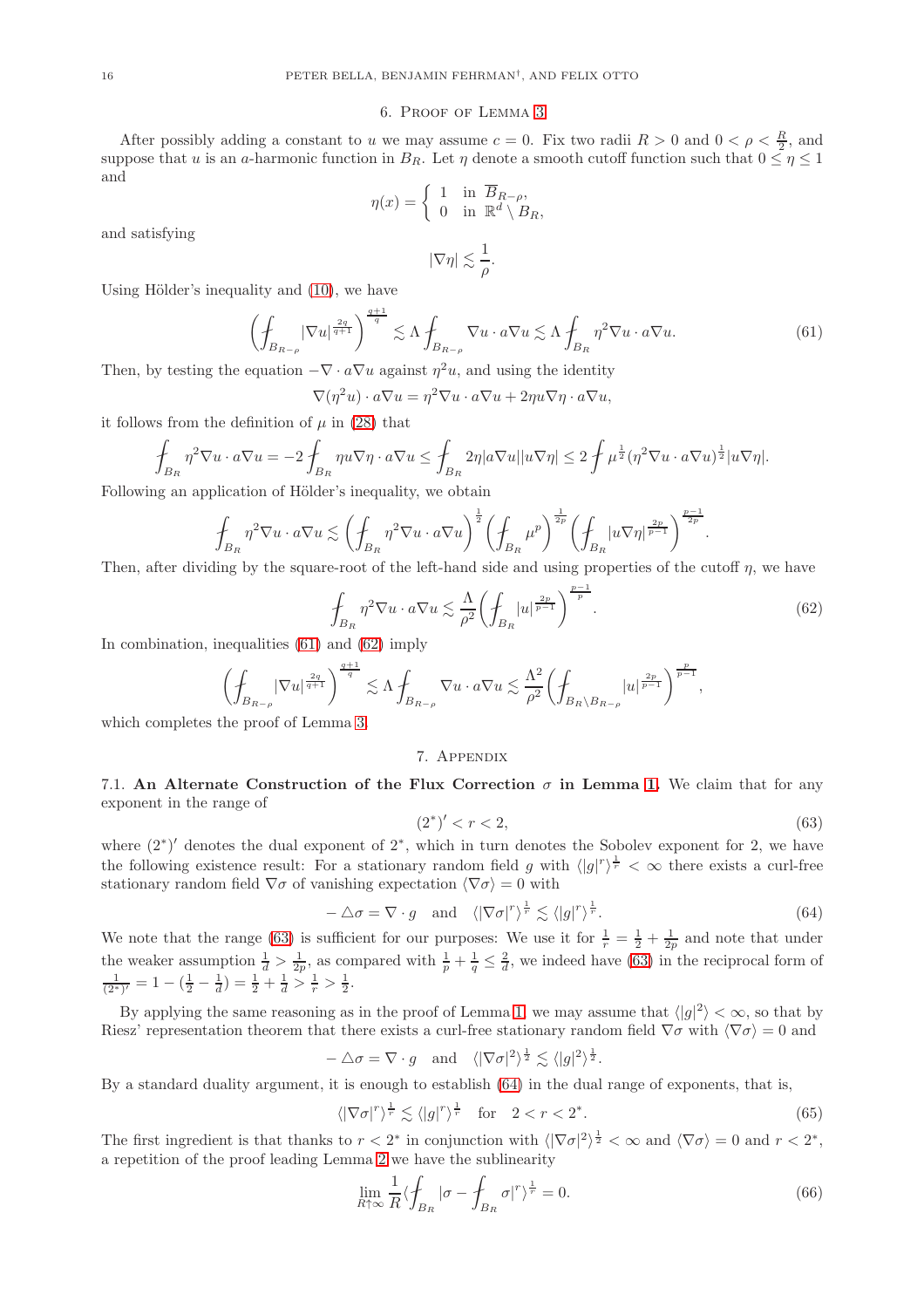## 6. Proof of Lemma 3

After possibly adding a constant to $u$ we may assume $c = 0$. Fix two radii $R > 0$ and $0 < \rho < \frac{R}{2}$, and suppose that $u$ is an $a$-harmonic function in $B_R$. Let $\eta$ denote a smooth cutoff function such that $0 \leq \eta \leq 1$ and

$$\eta(x) = \begin{cases} 1 & \text{in } \overline{B}_{R-\rho}, \\ 0 & \text{in } \mathbb{R}^d \setminus B_R, \end{cases}$$

and satisfying

$$|\nabla \eta| \lesssim \frac{1}{\rho}.$$

Using Hölder's inequality and (10), we have

$$\left( \fint_{B_{R-\rho}} |\nabla u|^{\frac{2q}{q+1}} \right)^{\frac{q+1}{q}} \lesssim \Lambda \fint_{B_{R-\rho}} \nabla u \cdot a \nabla u \lesssim \Lambda \fint_{B_R} \eta^2 \nabla u \cdot a \nabla u. \tag{61}$$

Then, by testing the equation $-\nabla \cdot a \nabla u$ against $\eta^2 u$, and using the identity

$$\nabla(\eta^2 u) \cdot a \nabla u = \eta^2 \nabla u \cdot a \nabla u + 2\eta u \nabla \eta \cdot a \nabla u,$$

it follows from the definition of $\mu$ in (28) that

$$\fint_{B_R} \eta^2 \nabla u \cdot a \nabla u = -2 \fint_{B_R} \eta u \nabla \eta \cdot a \nabla u \leq \fint_{B_R} 2\eta |a \nabla u| |u \nabla \eta| \leq 2 \fint \mu^{\frac{1}{2}} (\eta^2 \nabla u \cdot a \nabla u)^{\frac{1}{2}} |u \nabla \eta|.$$

Following an application of Hölder's inequality, we obtain

$$\fint_{B_R} \eta^2 \nabla u \cdot a \nabla u \lesssim \left( \fint_{B_R} \eta^2 \nabla u \cdot a \nabla u \right)^{\frac{1}{2}} \left( \fint_{B_R} \mu^p \right)^{\frac{1}{2p}} \left( \fint_{B_R} |u \nabla \eta|^{\frac{2p}{p-1}} \right)^{\frac{p-1}{2p}}.$$

Then, after dividing by the square-root of the left-hand side and using properties of the cutoff $\eta$, we have

$$\fint_{B_R} \eta^2 \nabla u \cdot a \nabla u \lesssim \frac{\Lambda}{\rho^2} \left( \fint_{B_R} |u|^{\frac{2p}{p-1}} \right)^{\frac{p-1}{p}}. \tag{62}$$

In combination, inequalities (61) and (62) imply

$$\left( \fint_{B_{R-\rho}} |\nabla u|^{\frac{2q}{q+1}} \right)^{\frac{q+1}{q}} \lesssim \Lambda \fint_{B_{R-\rho}} \nabla u \cdot a \nabla u \lesssim \frac{\Lambda^2}{\rho^2} \left( \fint_{B_R \setminus B_{R-\rho}} |u|^{\frac{2p}{p-1}} \right)^{\frac{p}{p-1}},$$

which completes the proof of Lemma 3.

## 7. Appendix

### 7.1. An Alternate Construction of the Flux Correction $\sigma$ in Lemma 1.

We claim that for any exponent in the range of

$$(2^*)' < r < 2, \tag{63}$$

where $(2^*)'$ denotes the dual exponent of $2^*$, which in turn denotes the Sobolev exponent for 2, we have the following existence result: For a stationary random field $g$ with $\langle |g|^r \rangle^{\frac{1}{r}} < \infty$ there exists a curl-free stationary random field $\nabla \sigma$ of vanishing expectation $\langle \nabla \sigma \rangle = 0$ with

$$-\triangle \sigma = \nabla \cdot g \quad \text{and} \quad \langle |\nabla \sigma|^r \rangle^{\frac{1}{r}} \lesssim \langle |g|^r \rangle^{\frac{1}{r}}. \tag{64}$$

We note that the range (63) is sufficient for our purposes: We use it for $\frac{1}{r} = \frac{1}{2} + \frac{1}{2p}$ and note that under the weaker assumption $\frac{1}{d} > \frac{1}{2p}$, as compared with $\frac{1}{p} + \frac{1}{q} \leq \frac{2}{d}$, we indeed have (63) in the reciprocal form of $\frac{1}{(2^*)'} = 1 - (\frac{1}{2} - \frac{1}{d}) = \frac{1}{2} + \frac{1}{d} > \frac{1}{r} > \frac{1}{2}$.

By applying the same reasoning as in the proof of Lemma 1, we may assume that $\langle |g|^2 \rangle < \infty$, so that by Riesz' representation theorem that there exists a curl-free stationary random field $\nabla \sigma$ with $\langle \nabla \sigma \rangle = 0$ and

$$-\triangle \sigma = \nabla \cdot g \quad \text{and} \quad \langle |\nabla \sigma|^2 \rangle^{\frac{1}{2}} \lesssim \langle |g|^2 \rangle^{\frac{1}{2}}.$$

By a standard duality argument, it is enough to establish (64) in the dual range of exponents, that is,

$$\langle |\nabla \sigma|^r \rangle^{\frac{1}{r}} \lesssim \langle |g|^r \rangle^{\frac{1}{r}} \quad \text{for} \quad 2 < r < 2^*. \tag{65}$$

The first ingredient is that thanks to $r < 2^*$ in conjunction with $\langle |\nabla \sigma|^2 \rangle^{\frac{1}{2}} < \infty$ and $\langle \nabla \sigma \rangle = 0$ and $r < 2^*$, a repetition of the proof leading Lemma 2 we have the sublinearity

$$\lim_{R \uparrow \infty} \frac{1}{R} \langle \fint_{B_R} |\sigma - \fint_{B_R} \sigma|^r \rangle^{\frac{1}{r}} = 0. \tag{66}$$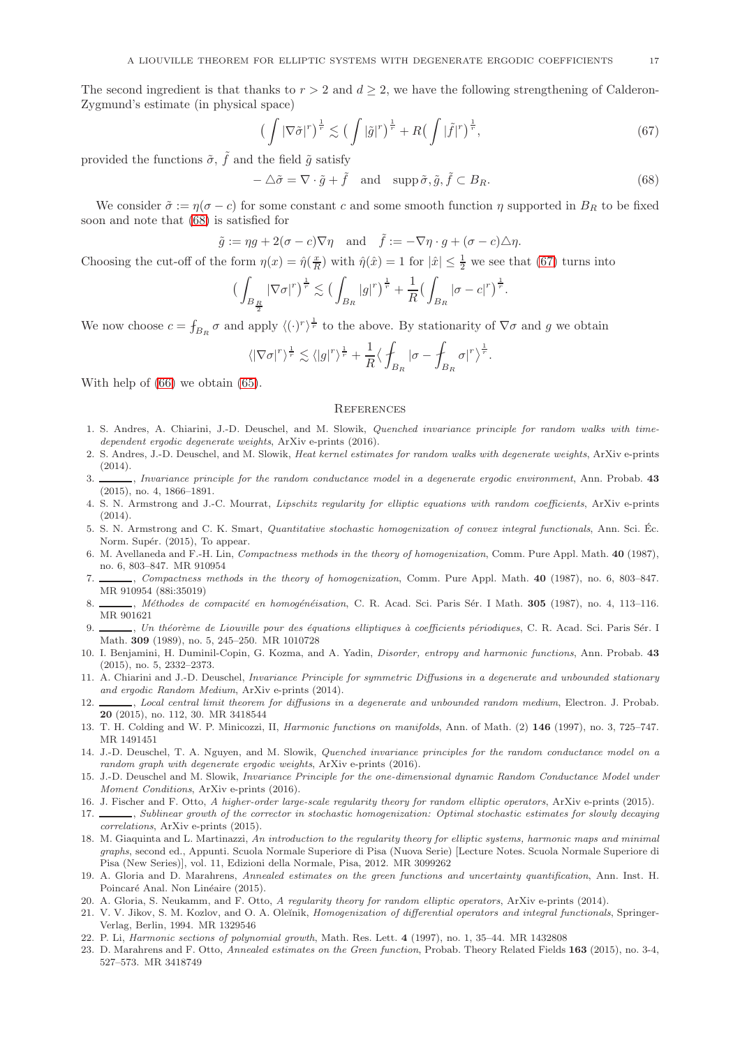The second ingredient is that thanks to $r > 2$ and $d \geq 2$, we have the following strengthening of Calderon-Zygmund's estimate (in physical space)

$$\Big( \int |\nabla \tilde{\sigma}|^r \Big)^{\frac{1}{r}} \lesssim \Big( \int |\tilde{g}|^r \Big)^{\frac{1}{r}} + R\Big( \int |\tilde{f}|^r \Big)^{\frac{1}{r}}, \tag{67}$$

provided the functions $\tilde{\sigma}$, $\tilde{f}$ and the field $\tilde{g}$ satisfy

$$-\triangle \tilde{\sigma} = \nabla \cdot \tilde{g} + \tilde{f} \quad \text{and} \quad \operatorname{supp} \tilde{\sigma}, \tilde{g}, \tilde{f} \subset B_R. \tag{68}$$

We consider $\tilde{\sigma} := \eta(\sigma - c)$ for some constant $c$ and some smooth function $\eta$ supported in $B_R$ to be fixed soon and note that (68) is satisfied for

$$\tilde{g} := \eta g + 2(\sigma - c)\nabla \eta \quad \text{and} \quad \tilde{f} := -\nabla \eta \cdot g + (\sigma - c)\triangle \eta.$$

Choosing the cut-off of the form $\eta(x) = \hat{\eta}(\frac{x}{R})$ with $\hat{\eta}(\hat{x}) = 1$ for $|\hat{x}| \leq \frac{1}{2}$ we see that (67) turns into

$$\Big( \int_{B_{\frac{R}{2}}} |\nabla \sigma|^r \Big)^{\frac{1}{r}} \lesssim \Big( \int_{B_R} |g|^r \Big)^{\frac{1}{r}} + \frac{1}{R}\Big( \int_{B_R} |\sigma - c|^r \Big)^{\frac{1}{r}}.$$

We now choose $c = \fint_{B_R} \sigma$ and apply $\langle (\cdot)^r \rangle^{\frac{1}{r}}$ to the above. By stationarity of $\nabla \sigma$ and $g$ we obtain

$$\langle |\nabla \sigma|^r \rangle^{\frac{1}{r}} \lesssim \langle |g|^r \rangle^{\frac{1}{r}} + \frac{1}{R} \Big\langle \fint_{B_R} |\sigma - \fint_{B_R} \sigma|^r \Big\rangle^{\frac{1}{r}}.$$

With help of (66) we obtain (65).

## References

1. S. Andres, A. Chiarini, J.-D. Deuschel, and M. Slowik, *Quenched invariance principle for random walks with time-dependent ergodic degenerate weights*, ArXiv e-prints (2016).
2. S. Andres, J.-D. Deuschel, and M. Slowik, *Heat kernel estimates for random walks with degenerate weights*, ArXiv e-prints (2014).
3. ______, *Invariance principle for the random conductance model in a degenerate ergodic environment*, Ann. Probab. **43** (2015), no. 4, 1866–1891.
4. S. N. Armstrong and J.-C. Mourrat, *Lipschitz regularity for elliptic equations with random coefficients*, ArXiv e-prints (2014).
5. S. N. Armstrong and C. K. Smart, *Quantitative stochastic homogenization of convex integral functionals*, Ann. Sci. Éc. Norm. Supér. (2015), To appear.
6. M. Avellaneda and F.-H. Lin, *Compactness methods in the theory of homogenization*, Comm. Pure Appl. Math. **40** (1987), no. 6, 803–847. MR 910954
7. ______, *Compactness methods in the theory of homogenization*, Comm. Pure Appl. Math. **40** (1987), no. 6, 803–847. MR 910954 (88i:35019)
8. ______, *Méthodes de compacité en homogénéisation*, C. R. Acad. Sci. Paris Sér. I Math. **305** (1987), no. 4, 113–116. MR 901621
9. ______, *Un théorème de Liouville pour des équations elliptiques à coefficients périodiques*, C. R. Acad. Sci. Paris Sér. I Math. **309** (1989), no. 5, 245–250. MR 1010728
10. I. Benjamini, H. Duminil-Copin, G. Kozma, and A. Yadin, *Disorder, entropy and harmonic functions*, Ann. Probab. **43** (2015), no. 5, 2332–2373.
11. A. Chiarini and J.-D. Deuschel, *Invariance Principle for symmetric Diffusions in a degenerate and unbounded stationary and ergodic Random Medium*, ArXiv e-prints (2014).
12. ______, *Local central limit theorem for diffusions in a degenerate and unbounded random medium*, Electron. J. Probab. **20** (2015), no. 112, 30. MR 3418544
13. T. H. Colding and W. P. Minicozzi, II, *Harmonic functions on manifolds*, Ann. of Math. (2) **146** (1997), no. 3, 725–747. MR 1491451
14. J.-D. Deuschel, T. A. Nguyen, and M. Slowik, *Quenched invariance principles for the random conductance model on a random graph with degenerate ergodic weights*, ArXiv e-prints (2016).
15. J.-D. Deuschel and M. Slowik, *Invariance Principle for the one-dimensional dynamic Random Conductance Model under Moment Conditions*, ArXiv e-prints (2016).
16. J. Fischer and F. Otto, *A higher-order large-scale regularity theory for random elliptic operators*, ArXiv e-prints (2015).
17. ______, *Sublinear growth of the corrector in stochastic homogenization: Optimal stochastic estimates for slowly decaying correlations*, ArXiv e-prints (2015).
18. M. Giaquinta and L. Martinazzi, *An introduction to the regularity theory for elliptic systems, harmonic maps and minimal graphs*, second ed., Appunti. Scuola Normale Superiore di Pisa (Nuova Serie) [Lecture Notes. Scuola Normale Superiore di Pisa (New Series)], vol. 11, Edizioni della Normale, Pisa, 2012. MR 3099262
19. A. Gloria and D. Marahrens, *Annealed estimates on the green functions and uncertainty quantification*, Ann. Inst. H. Poincaré Anal. Non Linéaire (2015).
20. A. Gloria, S. Neukamm, and F. Otto, *A regularity theory for random elliptic operators*, ArXiv e-prints (2014).
21. V. V. Jikov, S. M. Kozlov, and O. A. Oleĭnik, *Homogenization of differential operators and integral functionals*, Springer-Verlag, Berlin, 1994. MR 1329546
22. P. Li, *Harmonic sections of polynomial growth*, Math. Res. Lett. **4** (1997), no. 1, 35–44. MR 1432808
23. D. Marahrens and F. Otto, *Annealed estimates on the Green function*, Probab. Theory Related Fields **163** (2015), no. 3-4, 527–573. MR 3418749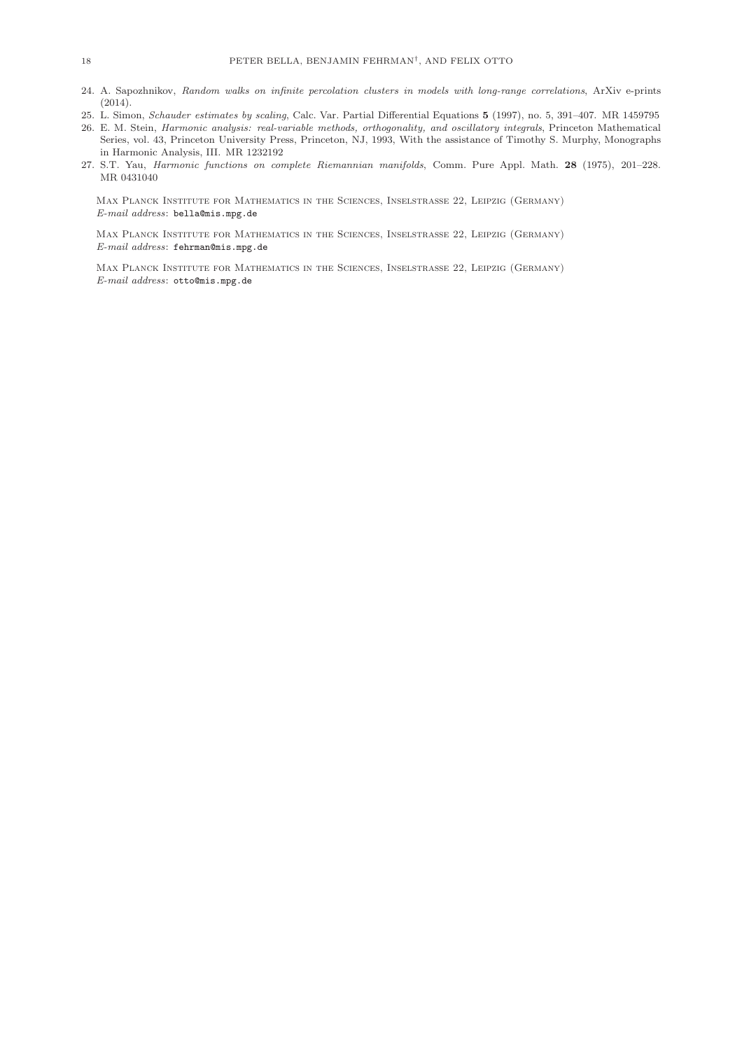24. A. Sapozhnikov, *Random walks on infinite percolation clusters in models with long-range correlations*, ArXiv e-prints (2014).
25. L. Simon, *Schauder estimates by scaling*, Calc. Var. Partial Differential Equations **5** (1997), no. 5, 391–407. MR 1459795
26. E. M. Stein, *Harmonic analysis: real-variable methods, orthogonality, and oscillatory integrals*, Princeton Mathematical Series, vol. 43, Princeton University Press, Princeton, NJ, 1993, With the assistance of Timothy S. Murphy, Monographs in Harmonic Analysis, III. MR 1232192
27. S.T. Yau, *Harmonic functions on complete Riemannian manifolds*, Comm. Pure Appl. Math. **28** (1975), 201–228. MR 0431040

Max Planck Institute for Mathematics in the Sciences, Inselstrasse 22, Leipzig (Germany)
*E-mail address*: bella@mis.mpg.de

Max Planck Institute for Mathematics in the Sciences, Inselstrasse 22, Leipzig (Germany)
*E-mail address*: fehrman@mis.mpg.de

Max Planck Institute for Mathematics in the Sciences, Inselstrasse 22, Leipzig (Germany)
*E-mail address*: otto@mis.mpg.de